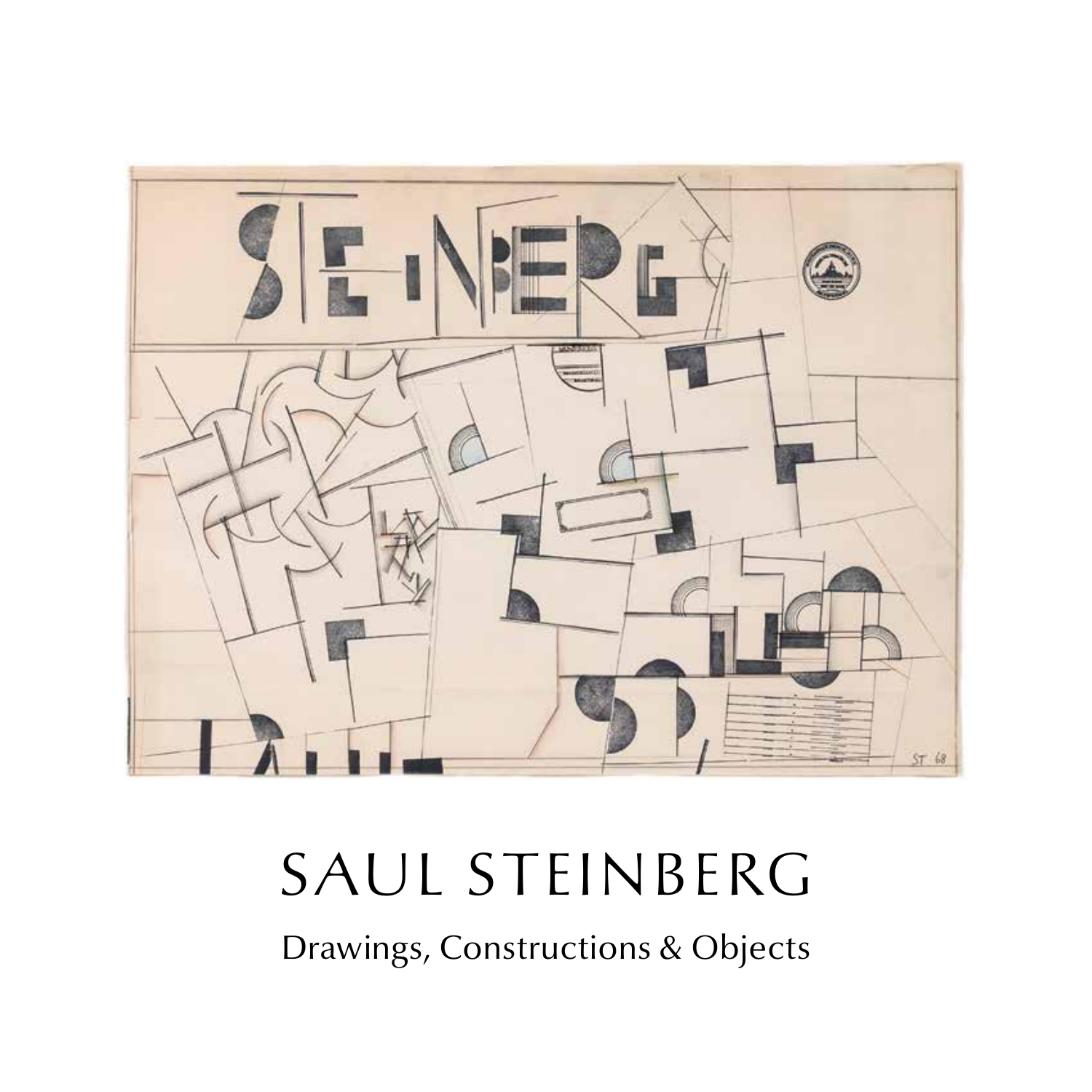# SAUL STEINBERG

Drawings, Constructions & Objects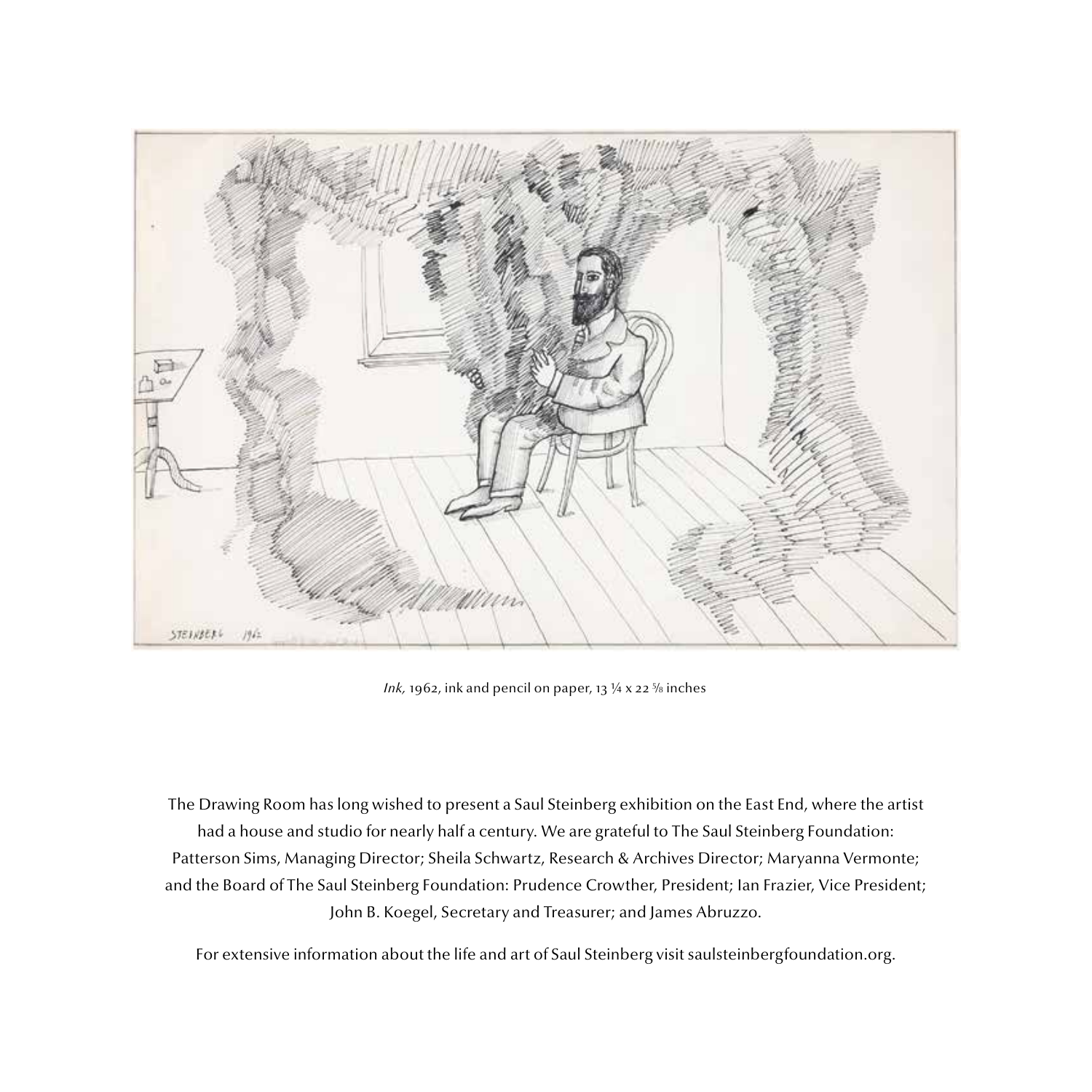*Ink,* 1962, ink and pencil on paper, 13 ¼ x 22 ⅝ inches

The Drawing Room has long wished to present a Saul Steinberg exhibition on the East End, where the artist had a house and studio for nearly half a century. We are grateful to The Saul Steinberg Foundation: Patterson Sims, Managing Director; Sheila Schwartz, Research & Archives Director; Maryanna Vermonte; and the Board of The Saul Steinberg Foundation: Prudence Crowther, President; Ian Frazier, Vice President; John B. Koegel, Secretary and Treasurer; and James Abruzzo.

For extensive information about the life and art of Saul Steinberg visit saulsteinbergfoundation.org.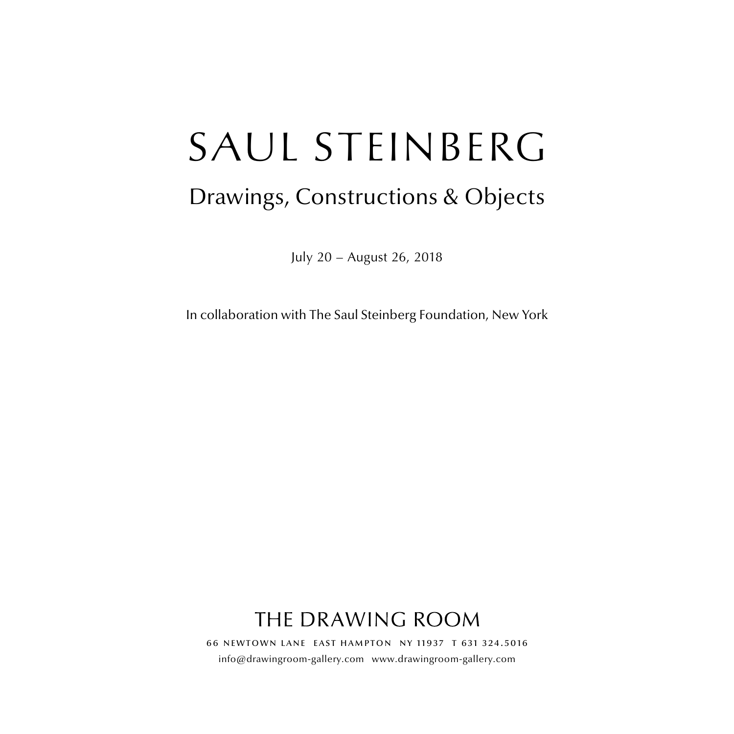# SAUL STEINBERG

## Drawings, Constructions & Objects

July 20 – August 26, 2018

In collaboration with The Saul Steinberg Foundation, New York

THE DRAWING ROOM

66 NEWTOWN LANE EAST HAMPTON NY 11937 T 631 324.5016

info@drawingroom-gallery.com www.drawingroom-gallery.com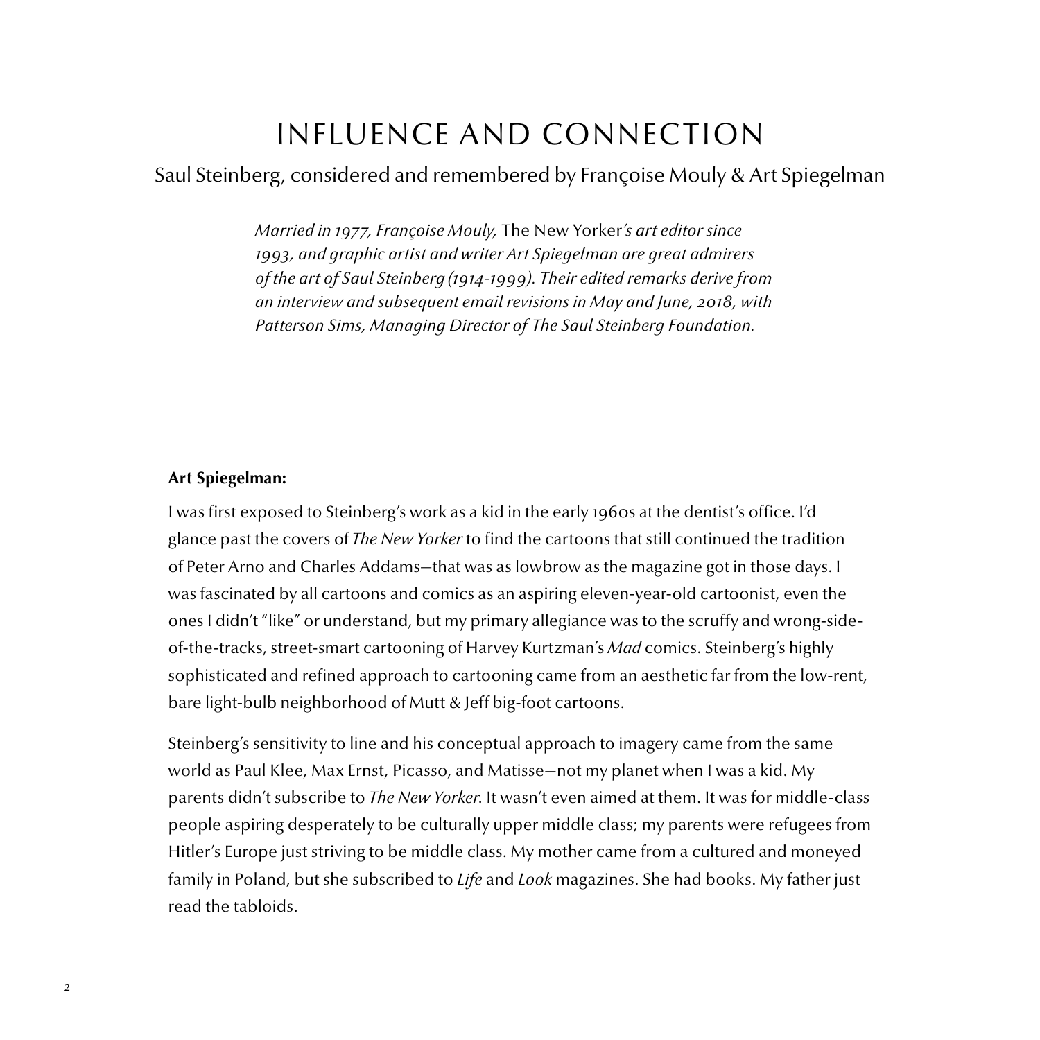# INFLUENCE AND CONNECTION

## Saul Steinberg, considered and remembered by Françoise Mouly & Art Spiegelman

*Married in 1977, Françoise Mouly,* The New Yorker*'s art editor since 1993, and graphic artist and writer Art Spiegelman are great admirers of the art of Saul Steinberg (1914-1999). Their edited remarks derive from an interview and subsequent email revisions in May and June, 2018, with Patterson Sims, Managing Director of The Saul Steinberg Foundation.*

**Art Spiegelman:**

I was first exposed to Steinberg's work as a kid in the early 1960s at the dentist's office. I'd glance past the covers of *The New Yorker* to find the cartoons that still continued the tradition of Peter Arno and Charles Addams—that was as lowbrow as the magazine got in those days. I was fascinated by all cartoons and comics as an aspiring eleven-year-old cartoonist, even the ones I didn't "like" or understand, but my primary allegiance was to the scruffy and wrong-side-of-the-tracks, street-smart cartooning of Harvey Kurtzman's *Mad* comics. Steinberg's highly sophisticated and refined approach to cartooning came from an aesthetic far from the low-rent, bare light-bulb neighborhood of Mutt & Jeff big-foot cartoons.

Steinberg's sensitivity to line and his conceptual approach to imagery came from the same world as Paul Klee, Max Ernst, Picasso, and Matisse—not my planet when I was a kid. My parents didn't subscribe to *The New Yorker*. It wasn't even aimed at them. It was for middle-class people aspiring desperately to be culturally upper middle class; my parents were refugees from Hitler's Europe just striving to be middle class. My mother came from a cultured and moneyed family in Poland, but she subscribed to *Life* and *Look* magazines. She had books. My father just read the tabloids.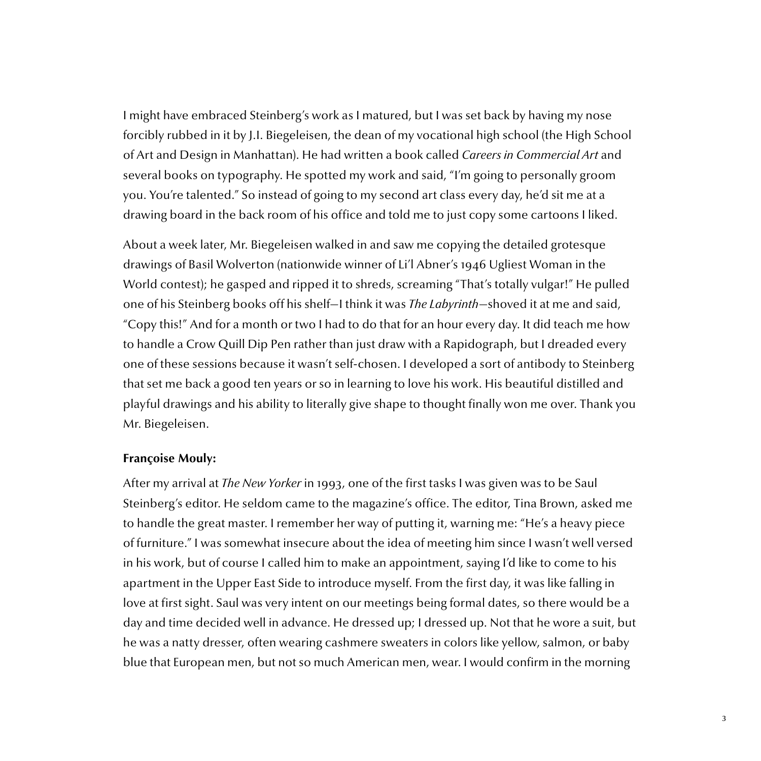I might have embraced Steinberg's work as I matured, but I was set back by having my nose forcibly rubbed in it by J.I. Biegeleisen, the dean of my vocational high school (the High School of Art and Design in Manhattan). He had written a book called *Careers in Commercial Art* and several books on typography. He spotted my work and said, "I'm going to personally groom you. You're talented." So instead of going to my second art class every day, he'd sit me at a drawing board in the back room of his office and told me to just copy some cartoons I liked.

About a week later, Mr. Biegeleisen walked in and saw me copying the detailed grotesque drawings of Basil Wolverton (nationwide winner of Li'l Abner's 1946 Ugliest Woman in the World contest); he gasped and ripped it to shreds, screaming "That's totally vulgar!" He pulled one of his Steinberg books off his shelf—I think it was *The Labyrinth*—shoved it at me and said, "Copy this!" And for a month or two I had to do that for an hour every day. It did teach me how to handle a Crow Quill Dip Pen rather than just draw with a Rapidograph, but I dreaded every one of these sessions because it wasn't self-chosen. I developed a sort of antibody to Steinberg that set me back a good ten years or so in learning to love his work. His beautiful distilled and playful drawings and his ability to literally give shape to thought finally won me over. Thank you Mr. Biegeleisen.

**Françoise Mouly:**

After my arrival at *The New Yorker* in 1993, one of the first tasks I was given was to be Saul Steinberg's editor. He seldom came to the magazine's office. The editor, Tina Brown, asked me to handle the great master. I remember her way of putting it, warning me: "He's a heavy piece of furniture." I was somewhat insecure about the idea of meeting him since I wasn't well versed in his work, but of course I called him to make an appointment, saying I'd like to come to his apartment in the Upper East Side to introduce myself. From the first day, it was like falling in love at first sight. Saul was very intent on our meetings being formal dates, so there would be a day and time decided well in advance. He dressed up; I dressed up. Not that he wore a suit, but he was a natty dresser, often wearing cashmere sweaters in colors like yellow, salmon, or baby blue that European men, but not so much American men, wear. I would confirm in the morning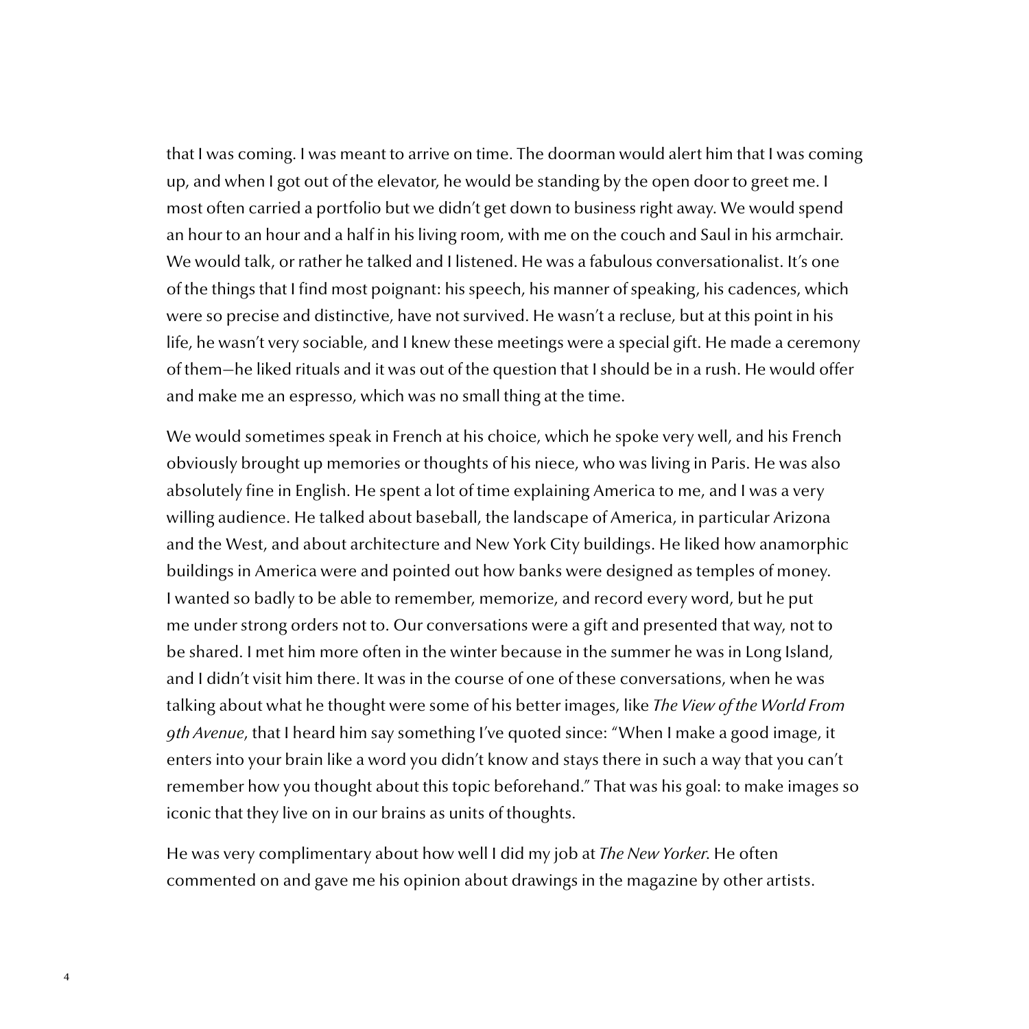that I was coming. I was meant to arrive on time. The doorman would alert him that I was coming up, and when I got out of the elevator, he would be standing by the open door to greet me. I most often carried a portfolio but we didn't get down to business right away. We would spend an hour to an hour and a half in his living room, with me on the couch and Saul in his armchair. We would talk, or rather he talked and I listened. He was a fabulous conversationalist. It's one of the things that I find most poignant: his speech, his manner of speaking, his cadences, which were so precise and distinctive, have not survived. He wasn't a recluse, but at this point in his life, he wasn't very sociable, and I knew these meetings were a special gift. He made a ceremony of them—he liked rituals and it was out of the question that I should be in a rush. He would offer and make me an espresso, which was no small thing at the time.

We would sometimes speak in French at his choice, which he spoke very well, and his French obviously brought up memories or thoughts of his niece, who was living in Paris. He was also absolutely fine in English. He spent a lot of time explaining America to me, and I was a very willing audience. He talked about baseball, the landscape of America, in particular Arizona and the West, and about architecture and New York City buildings. He liked how anamorphic buildings in America were and pointed out how banks were designed as temples of money. I wanted so badly to be able to remember, memorize, and record every word, but he put me under strong orders not to. Our conversations were a gift and presented that way, not to be shared. I met him more often in the winter because in the summer he was in Long Island, and I didn't visit him there. It was in the course of one of these conversations, when he was talking about what he thought were some of his better images, like *The View of the World From 9th Avenue*, that I heard him say something I've quoted since: "When I make a good image, it enters into your brain like a word you didn't know and stays there in such a way that you can't remember how you thought about this topic beforehand." That was his goal: to make images so iconic that they live on in our brains as units of thoughts.

He was very complimentary about how well I did my job at *The New Yorker*. He often commented on and gave me his opinion about drawings in the magazine by other artists.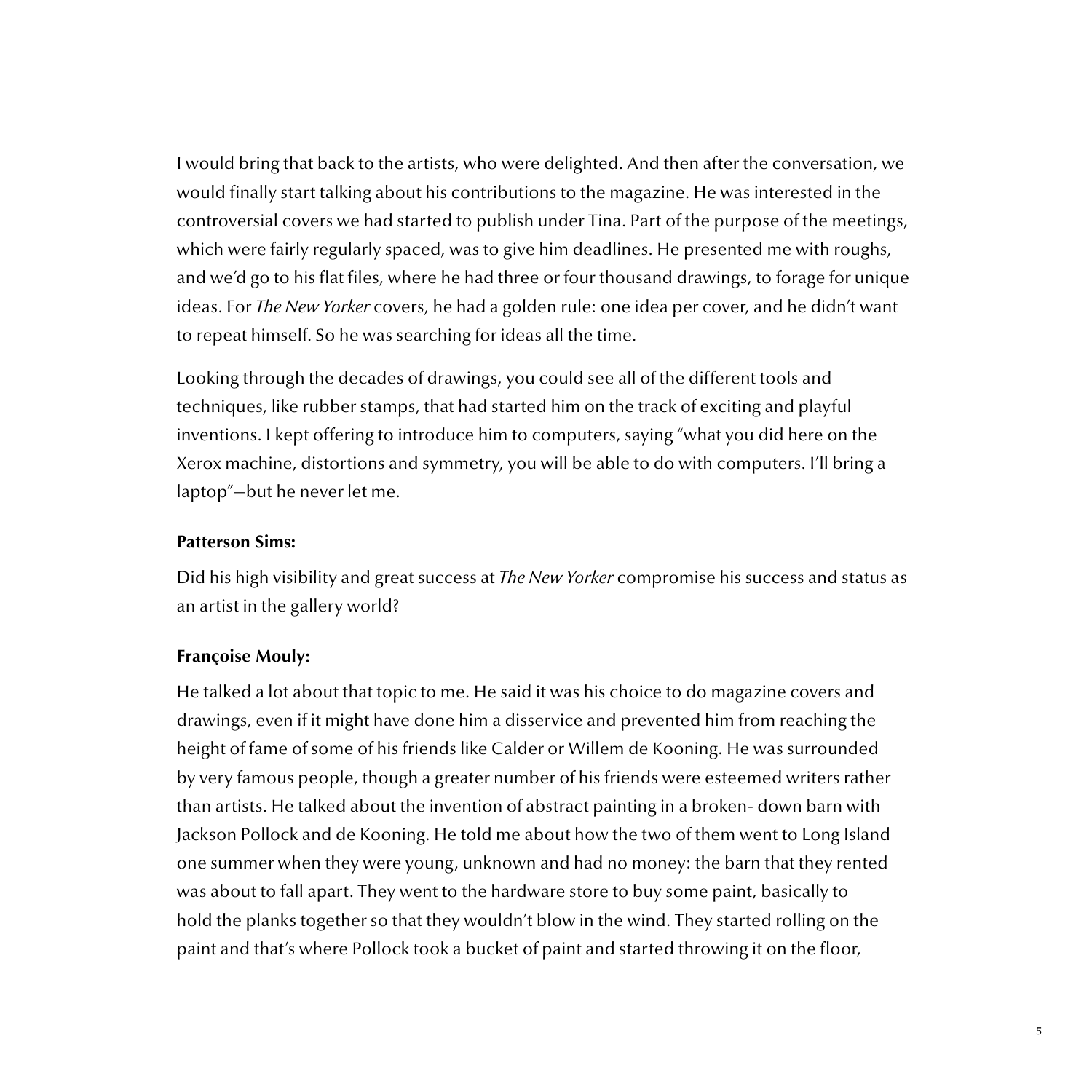I would bring that back to the artists, who were delighted. And then after the conversation, we would finally start talking about his contributions to the magazine. He was interested in the controversial covers we had started to publish under Tina. Part of the purpose of the meetings, which were fairly regularly spaced, was to give him deadlines. He presented me with roughs, and we'd go to his flat files, where he had three or four thousand drawings, to forage for unique ideas. For *The New Yorker* covers, he had a golden rule: one idea per cover, and he didn't want to repeat himself. So he was searching for ideas all the time.

Looking through the decades of drawings, you could see all of the different tools and techniques, like rubber stamps, that had started him on the track of exciting and playful inventions. I kept offering to introduce him to computers, saying "what you did here on the Xerox machine, distortions and symmetry, you will be able to do with computers. I'll bring a laptop"—but he never let me.

**Patterson Sims:**

Did his high visibility and great success at *The New Yorker* compromise his success and status as an artist in the gallery world?

**Françoise Mouly:**

He talked a lot about that topic to me. He said it was his choice to do magazine covers and drawings, even if it might have done him a disservice and prevented him from reaching the height of fame of some of his friends like Calder or Willem de Kooning. He was surrounded by very famous people, though a greater number of his friends were esteemed writers rather than artists. He talked about the invention of abstract painting in a broken- down barn with Jackson Pollock and de Kooning. He told me about how the two of them went to Long Island one summer when they were young, unknown and had no money: the barn that they rented was about to fall apart. They went to the hardware store to buy some paint, basically to hold the planks together so that they wouldn't blow in the wind. They started rolling on the paint and that's where Pollock took a bucket of paint and started throwing it on the floor,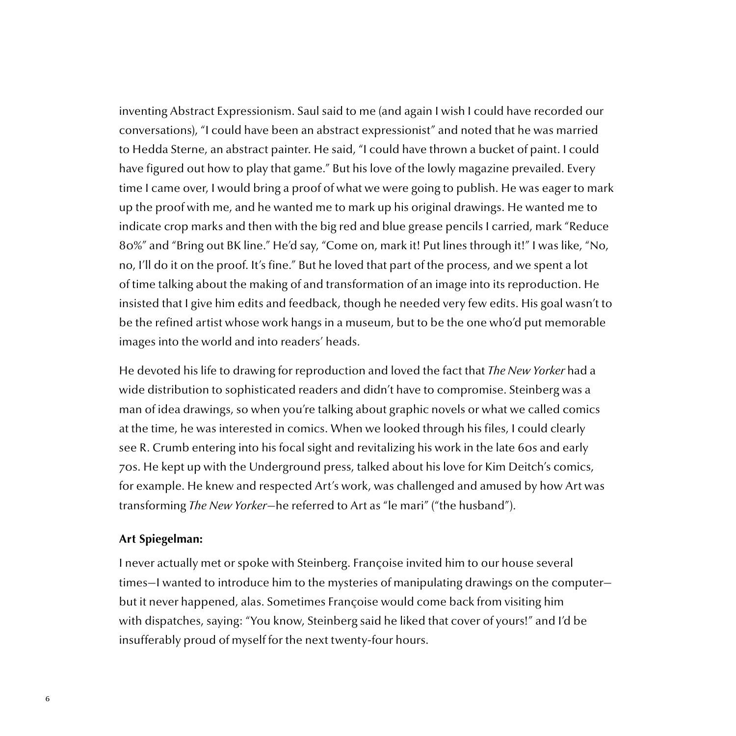inventing Abstract Expressionism. Saul said to me (and again I wish I could have recorded our conversations), "I could have been an abstract expressionist" and noted that he was married to Hedda Sterne, an abstract painter. He said, "I could have thrown a bucket of paint. I could have figured out how to play that game." But his love of the lowly magazine prevailed. Every time I came over, I would bring a proof of what we were going to publish. He was eager to mark up the proof with me, and he wanted me to mark up his original drawings. He wanted me to indicate crop marks and then with the big red and blue grease pencils I carried, mark "Reduce 80%" and "Bring out BK line." He'd say, "Come on, mark it! Put lines through it!" I was like, "No, no, I'll do it on the proof. It's fine." But he loved that part of the process, and we spent a lot of time talking about the making of and transformation of an image into its reproduction. He insisted that I give him edits and feedback, though he needed very few edits. His goal wasn't to be the refined artist whose work hangs in a museum, but to be the one who'd put memorable images into the world and into readers' heads.

He devoted his life to drawing for reproduction and loved the fact that *The New Yorker* had a wide distribution to sophisticated readers and didn't have to compromise. Steinberg was a man of idea drawings, so when you're talking about graphic novels or what we called comics at the time, he was interested in comics. When we looked through his files, I could clearly see R. Crumb entering into his focal sight and revitalizing his work in the late 60s and early 70s. He kept up with the Underground press, talked about his love for Kim Deitch's comics, for example. He knew and respected Art's work, was challenged and amused by how Art was transforming *The New Yorker*—he referred to Art as "le mari" ("the husband").

**Art Spiegelman:**

I never actually met or spoke with Steinberg. Françoise invited him to our house several times—I wanted to introduce him to the mysteries of manipulating drawings on the computer—but it never happened, alas. Sometimes Françoise would come back from visiting him with dispatches, saying: "You know, Steinberg said he liked that cover of yours!" and I'd be insufferably proud of myself for the next twenty-four hours.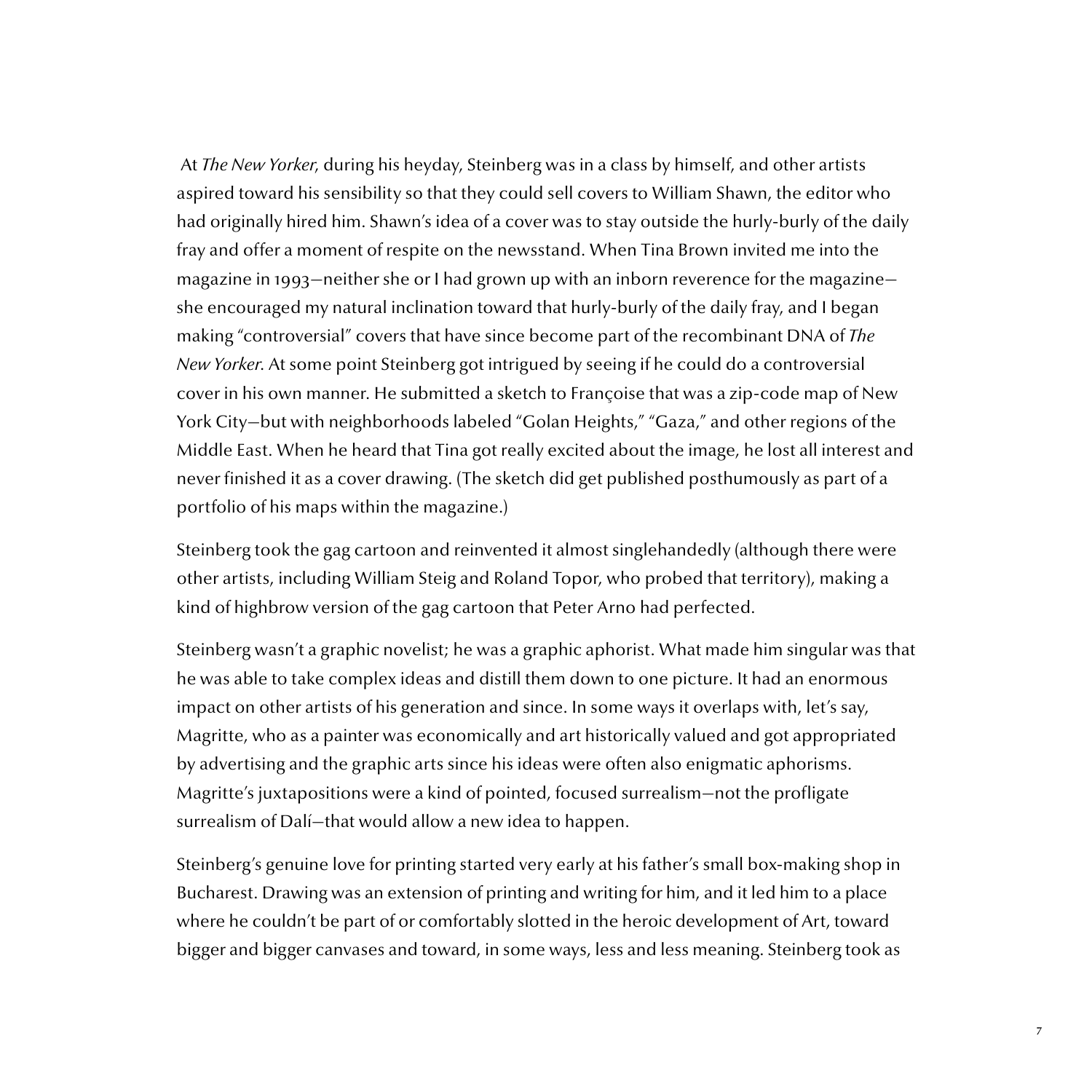At *The New Yorker*, during his heyday, Steinberg was in a class by himself, and other artists aspired toward his sensibility so that they could sell covers to William Shawn, the editor who had originally hired him. Shawn's idea of a cover was to stay outside the hurly-burly of the daily fray and offer a moment of respite on the newsstand. When Tina Brown invited me into the magazine in 1993—neither she or I had grown up with an inborn reverence for the magazine—she encouraged my natural inclination toward that hurly-burly of the daily fray, and I began making "controversial" covers that have since become part of the recombinant DNA of *The New Yorker*. At some point Steinberg got intrigued by seeing if he could do a controversial cover in his own manner. He submitted a sketch to Françoise that was a zip-code map of New York City—but with neighborhoods labeled "Golan Heights," "Gaza," and other regions of the Middle East. When he heard that Tina got really excited about the image, he lost all interest and never finished it as a cover drawing. (The sketch did get published posthumously as part of a portfolio of his maps within the magazine.)

Steinberg took the gag cartoon and reinvented it almost singlehandedly (although there were other artists, including William Steig and Roland Topor, who probed that territory), making a kind of highbrow version of the gag cartoon that Peter Arno had perfected.

Steinberg wasn't a graphic novelist; he was a graphic aphorist. What made him singular was that he was able to take complex ideas and distill them down to one picture. It had an enormous impact on other artists of his generation and since. In some ways it overlaps with, let's say, Magritte, who as a painter was economically and art historically valued and got appropriated by advertising and the graphic arts since his ideas were often also enigmatic aphorisms. Magritte's juxtapositions were a kind of pointed, focused surrealism—not the profligate surrealism of Dalí—that would allow a new idea to happen.

Steinberg's genuine love for printing started very early at his father's small box-making shop in Bucharest. Drawing was an extension of printing and writing for him, and it led him to a place where he couldn't be part of or comfortably slotted in the heroic development of Art, toward bigger and bigger canvases and toward, in some ways, less and less meaning. Steinberg took as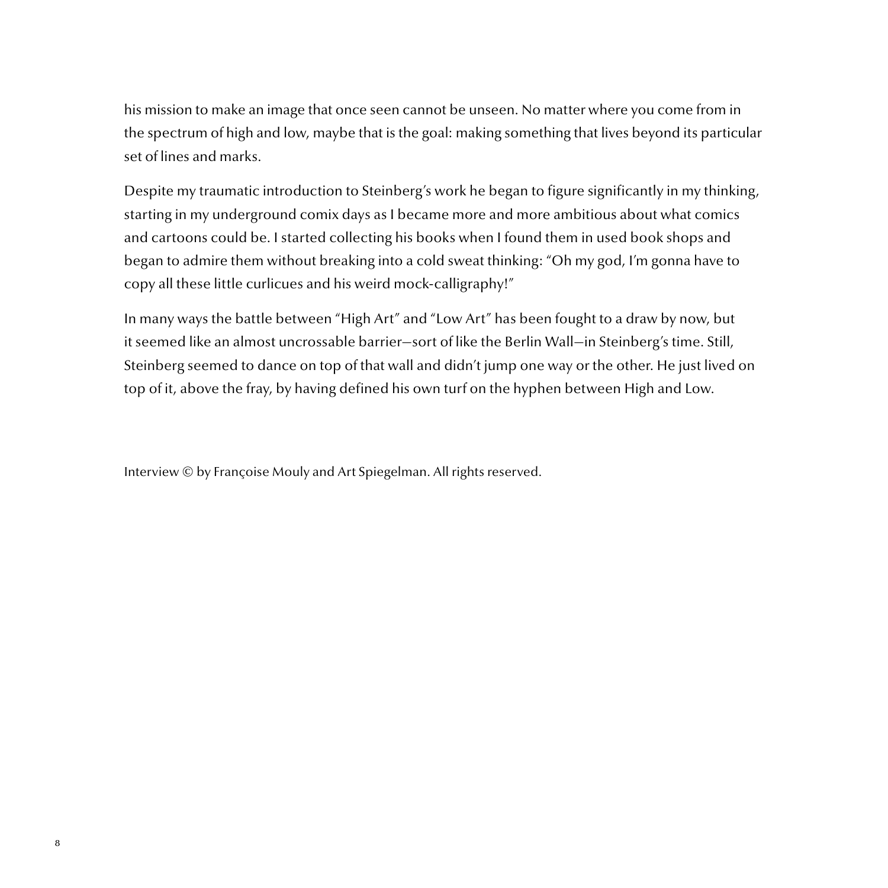his mission to make an image that once seen cannot be unseen. No matter where you come from in the spectrum of high and low, maybe that is the goal: making something that lives beyond its particular set of lines and marks.

Despite my traumatic introduction to Steinberg's work he began to figure significantly in my thinking, starting in my underground comix days as I became more and more ambitious about what comics and cartoons could be. I started collecting his books when I found them in used book shops and began to admire them without breaking into a cold sweat thinking: "Oh my god, I'm gonna have to copy all these little curlicues and his weird mock-calligraphy!"

In many ways the battle between "High Art" and "Low Art" has been fought to a draw by now, but it seemed like an almost uncrossable barrier—sort of like the Berlin Wall—in Steinberg's time. Still, Steinberg seemed to dance on top of that wall and didn't jump one way or the other. He just lived on top of it, above the fray, by having defined his own turf on the hyphen between High and Low.

Interview © by Françoise Mouly and Art Spiegelman. All rights reserved.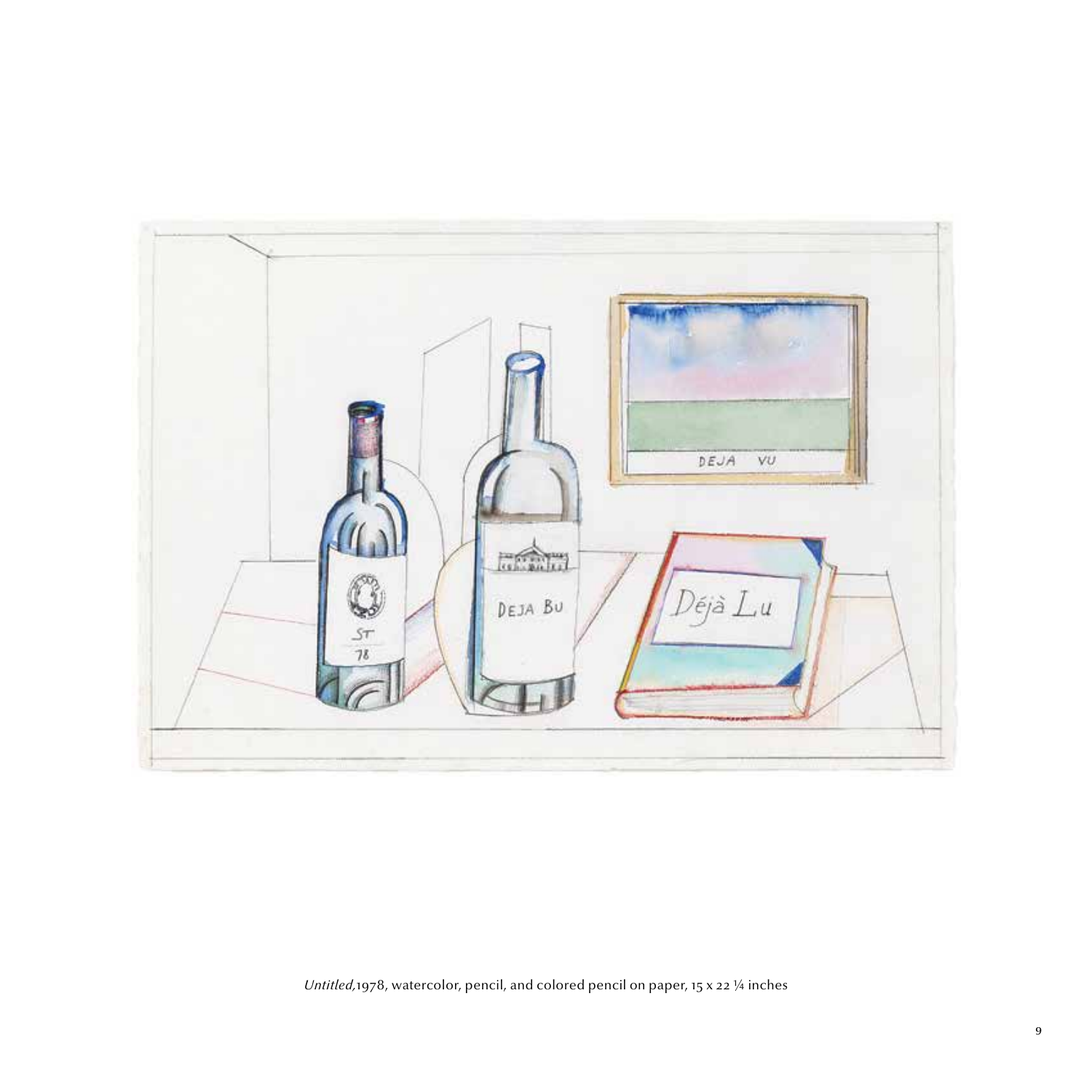*Untitled,*1978, watercolor, pencil, and colored pencil on paper, 15 x 22 ¼ inches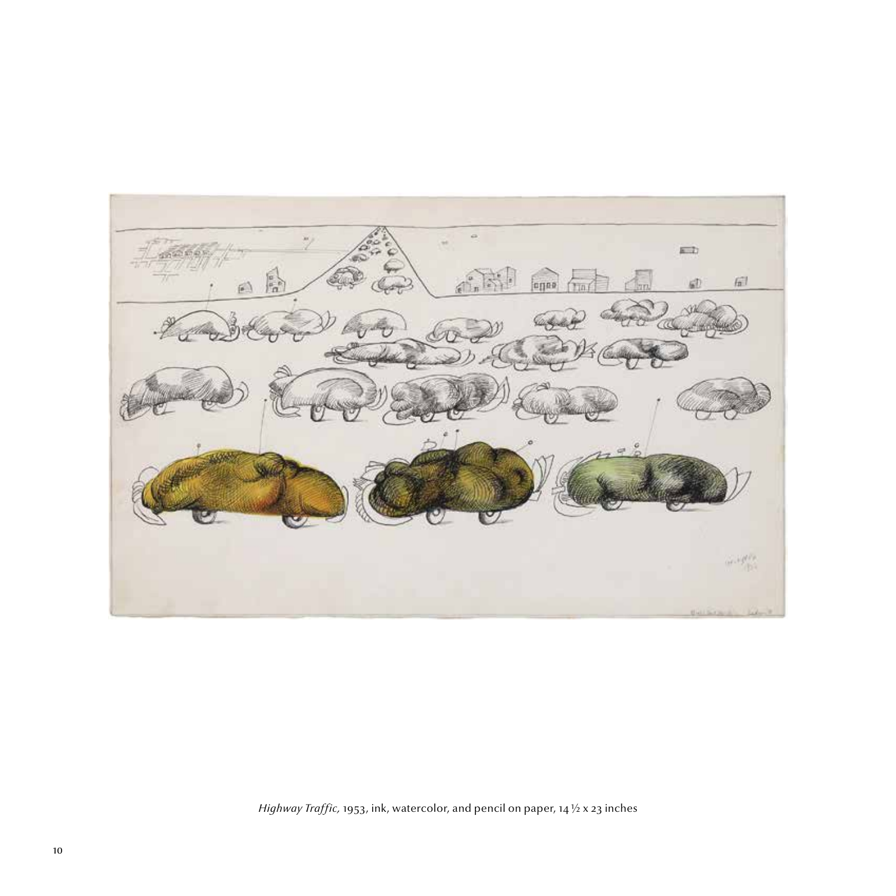*Highway Traffic,* 1953, ink, watercolor, and pencil on paper, 14 ½ x 23 inches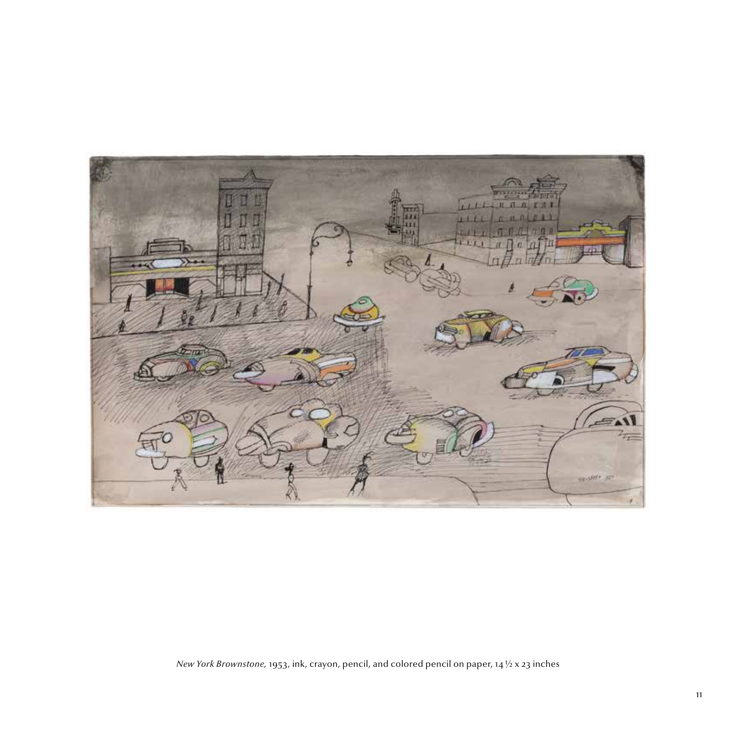*New York Brownstone,* 1953, ink, crayon, pencil, and colored pencil on paper, 14 ½ x 23 inches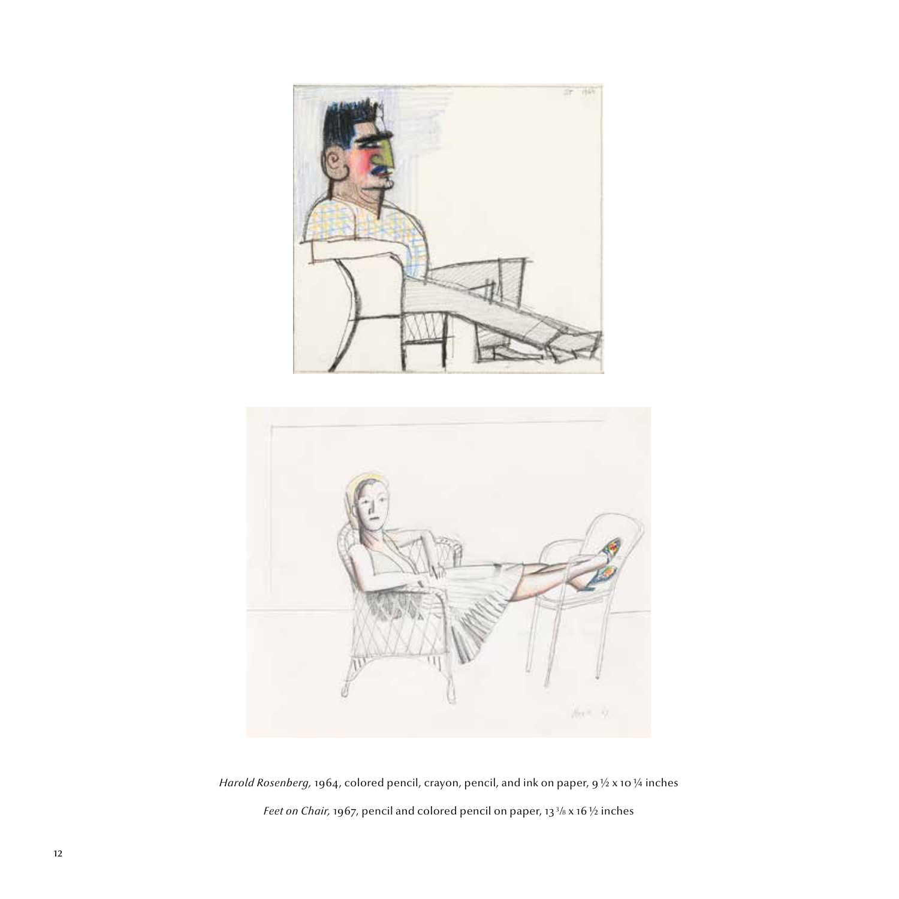*Harold Rosenberg,* 1964, colored pencil, crayon, pencil, and ink on paper, 9 ½ x 10 ¼ inches

*Feet on Chair,* 1967, pencil and colored pencil on paper, 13 3/8 x 16 ½ inches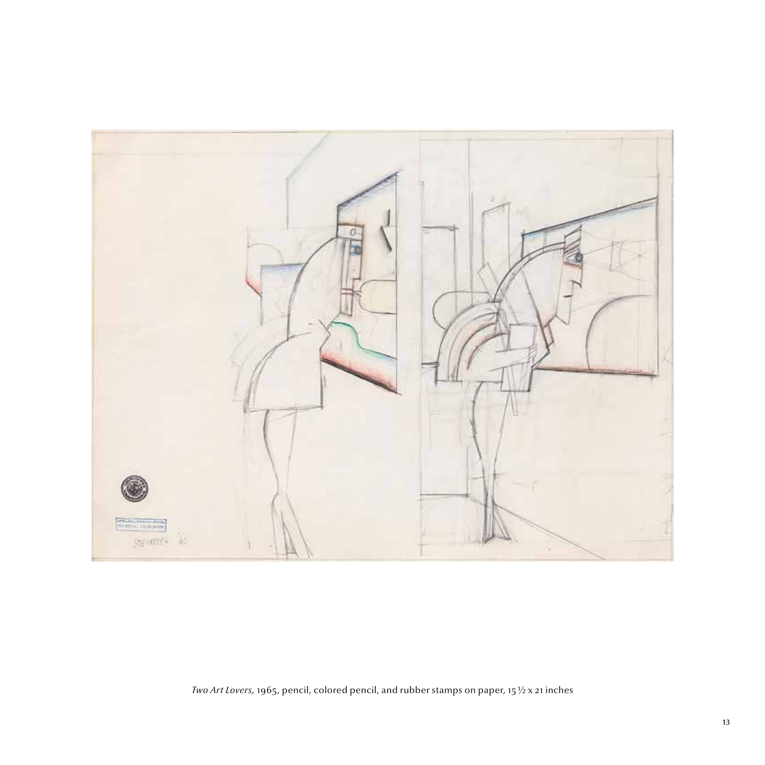*Two Art Lovers,* 1965, pencil, colored pencil, and rubber stamps on paper, 15 ½ x 21 inches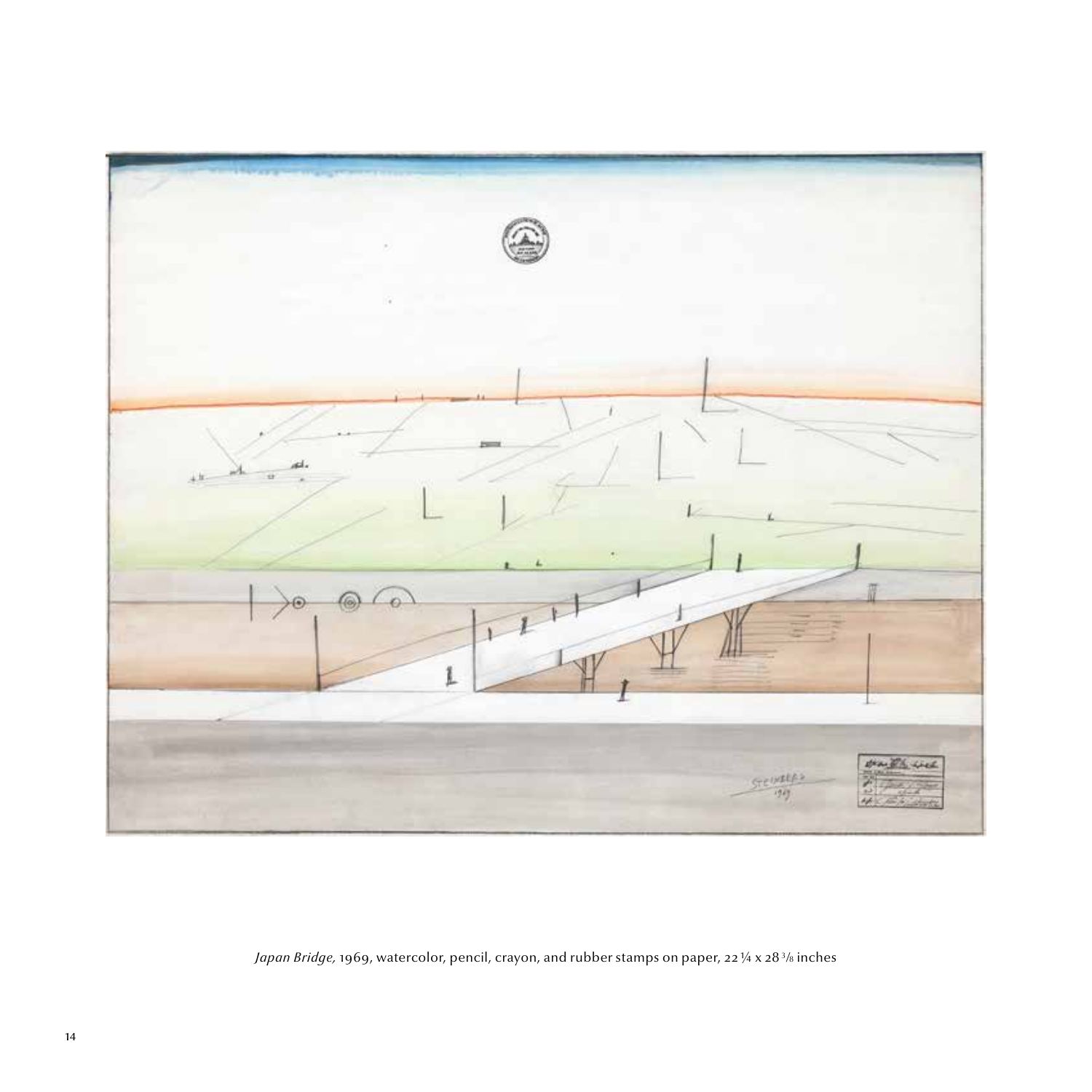*Japan Bridge,* 1969, watercolor, pencil, crayon, and rubber stamps on paper, 22 ¼ x 28 ⅜ inches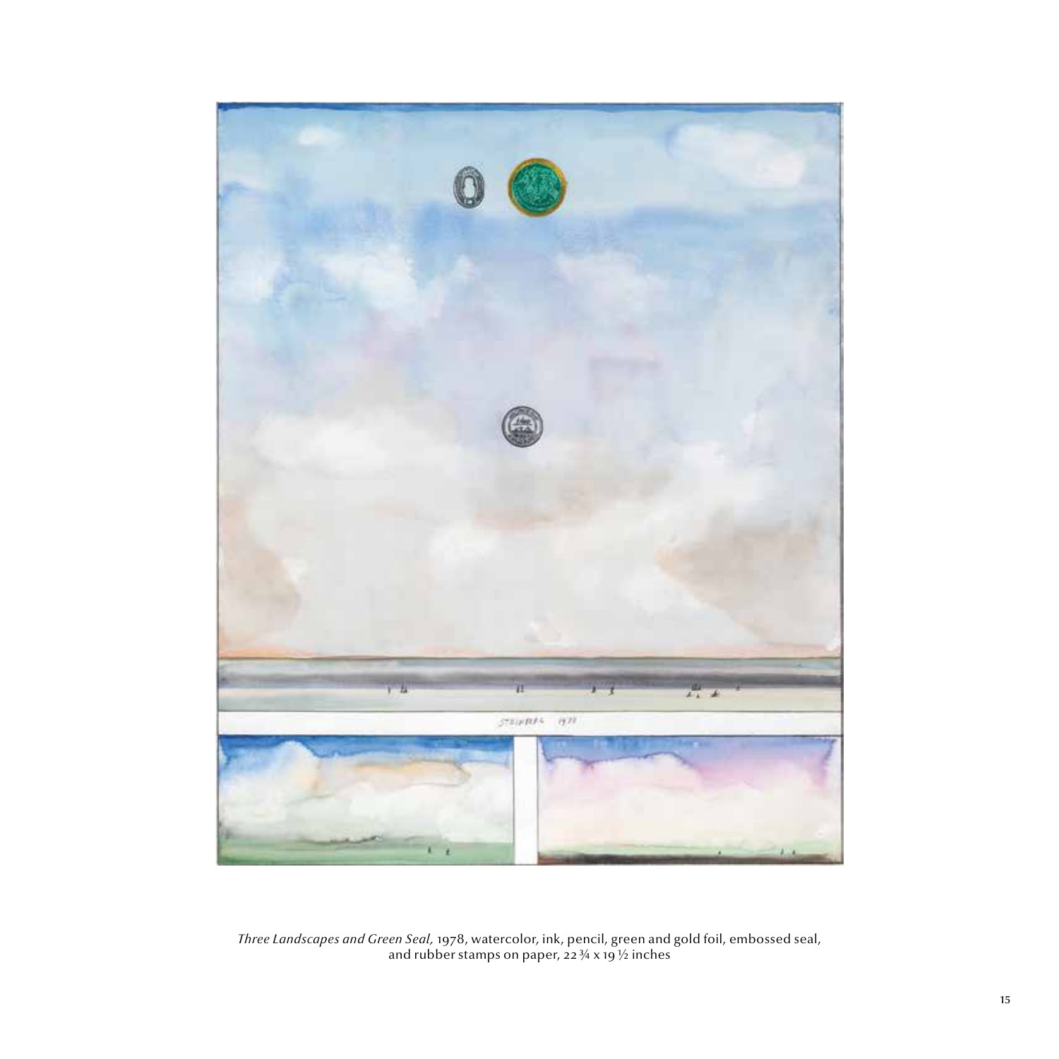*Three Landscapes and Green Seal,* 1978, watercolor, ink, pencil, green and gold foil, embossed seal, and rubber stamps on paper, 22 ¾ x 19 ½ inches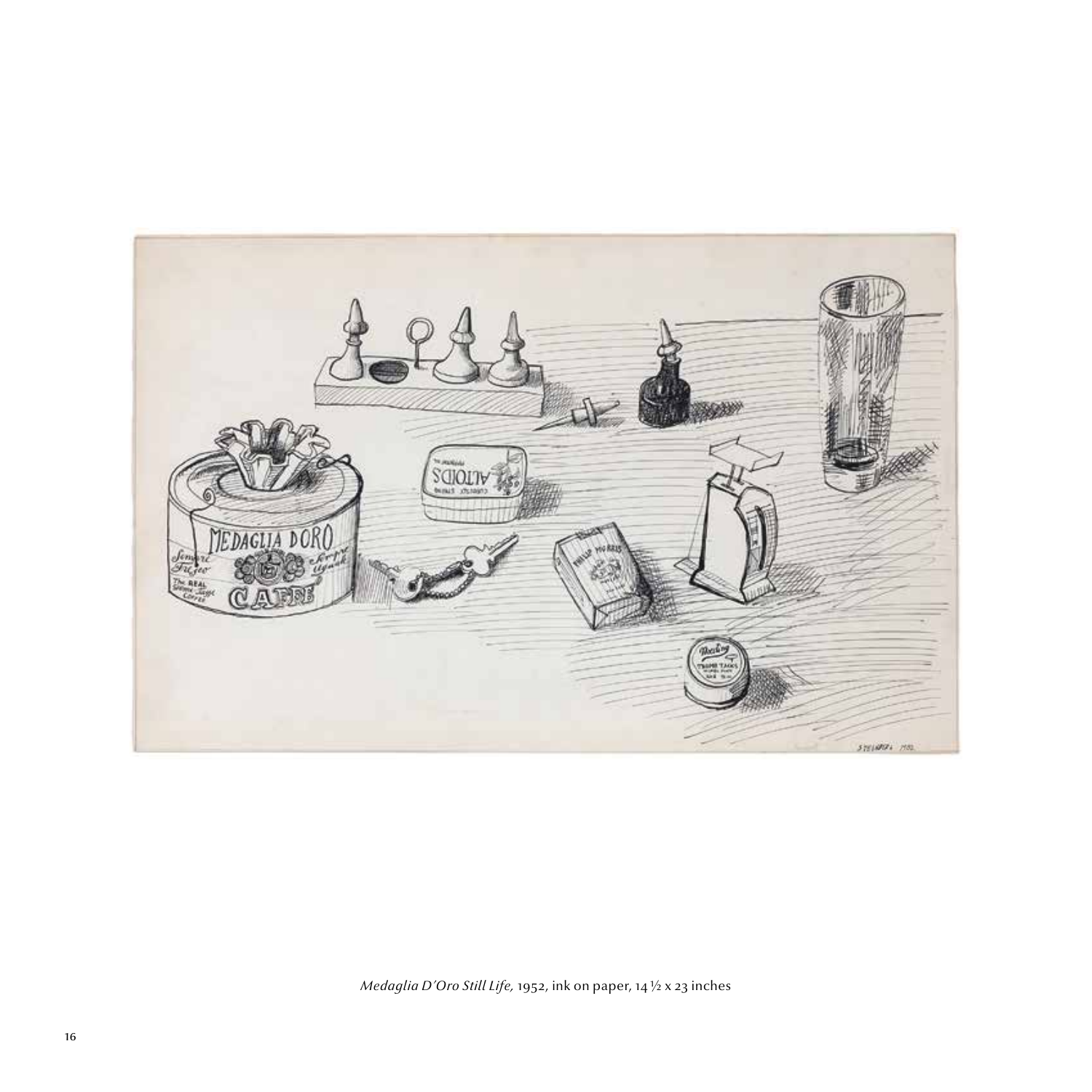*Medaglia D'Oro Still Life,* 1952, ink on paper, 14 ½ x 23 inches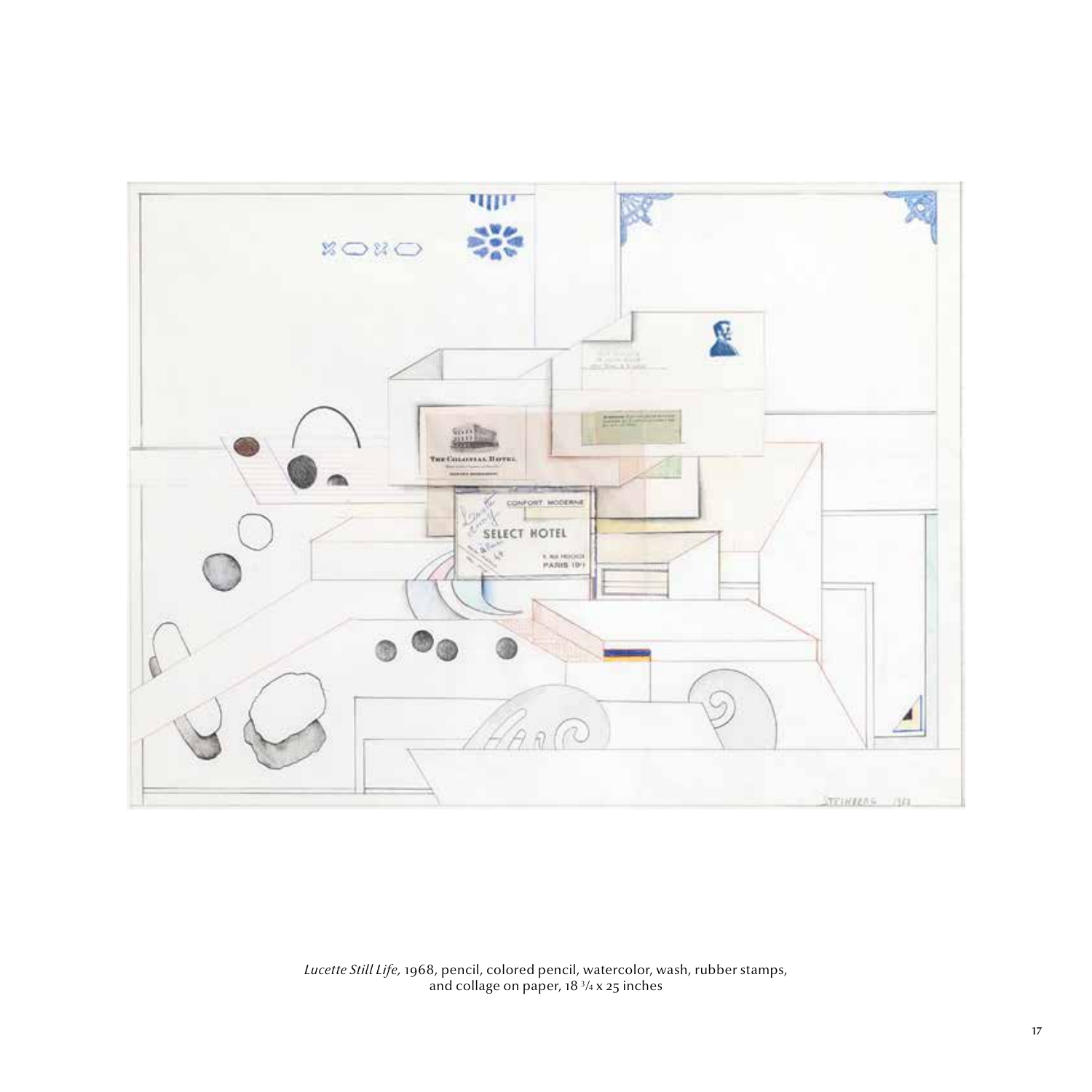*Lucette Still Life,* 1968, pencil, colored pencil, watercolor, wash, rubber stamps, and collage on paper, 18 3/4 x 25 inches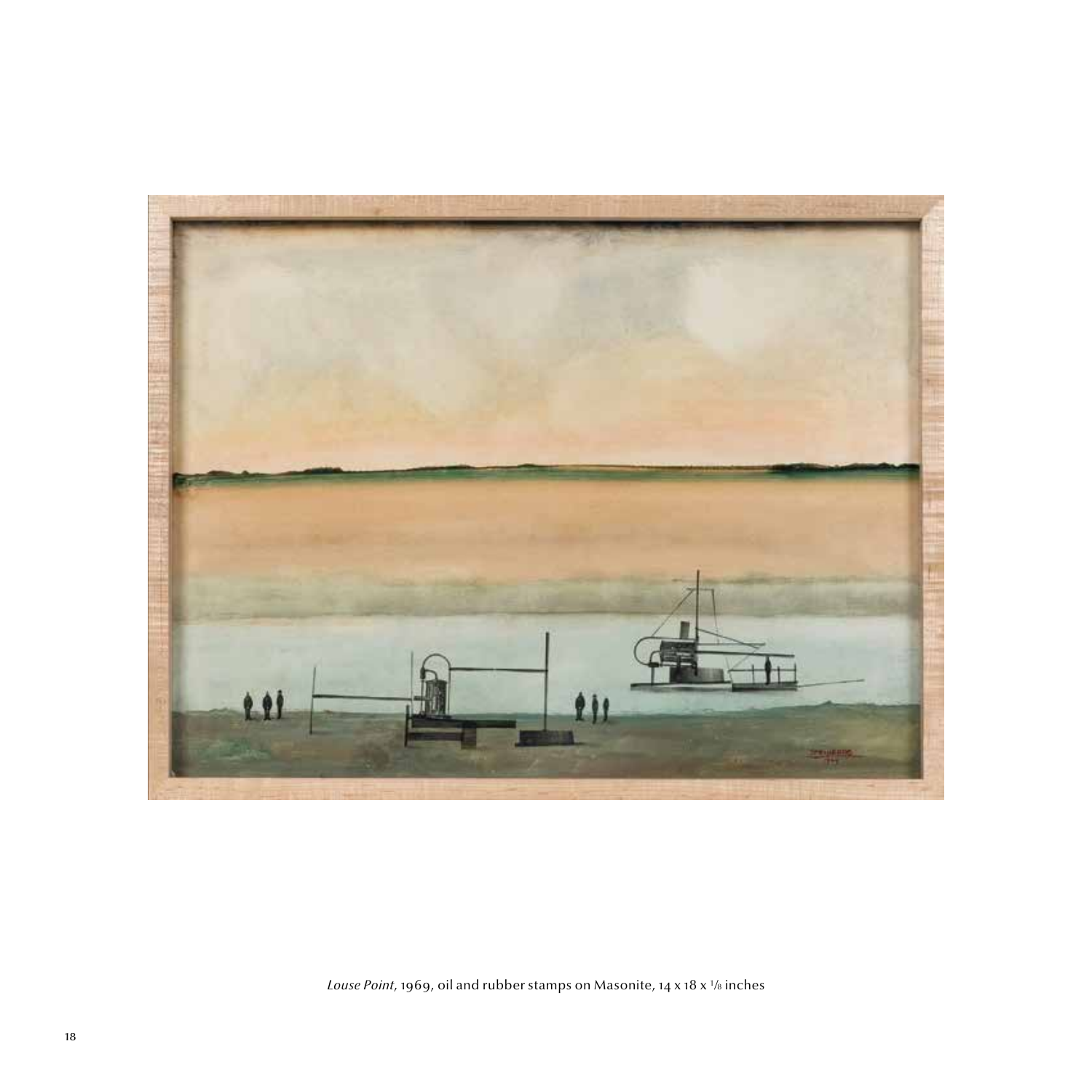*Louse Point*, 1969, oil and rubber stamps on Masonite, 14 x 18 x 1/8 inches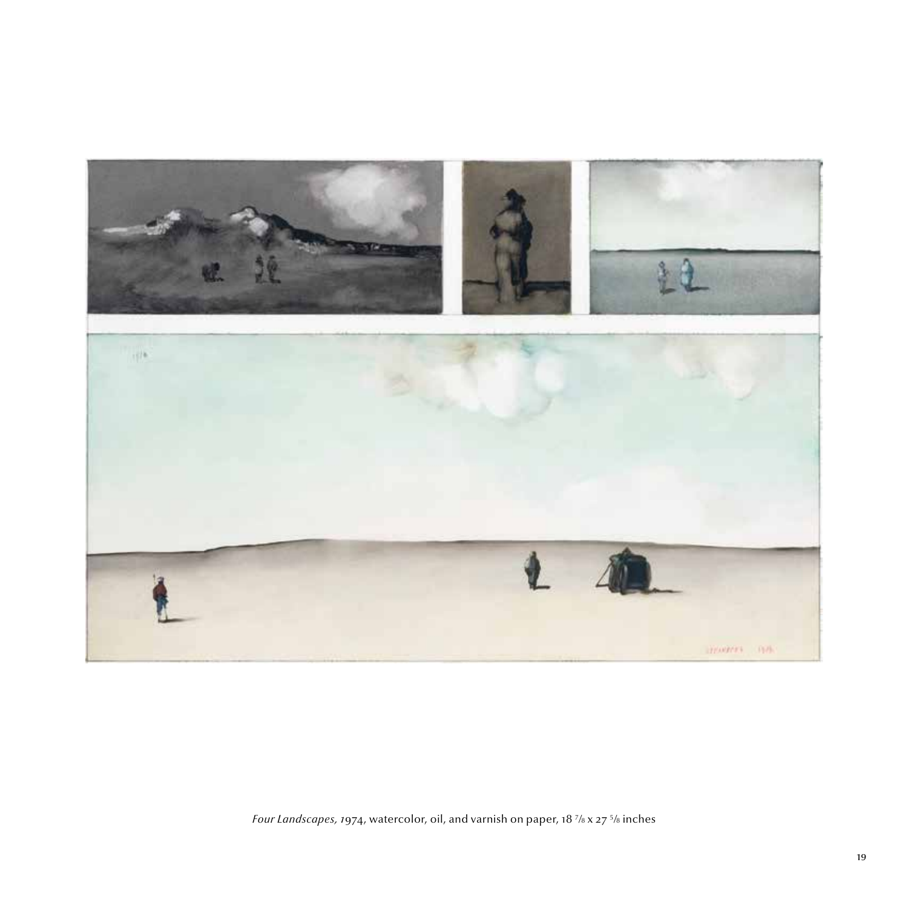*Four Landscapes, 1974*, watercolor, oil, and varnish on paper, 18 7/8 x 27 5/8 inches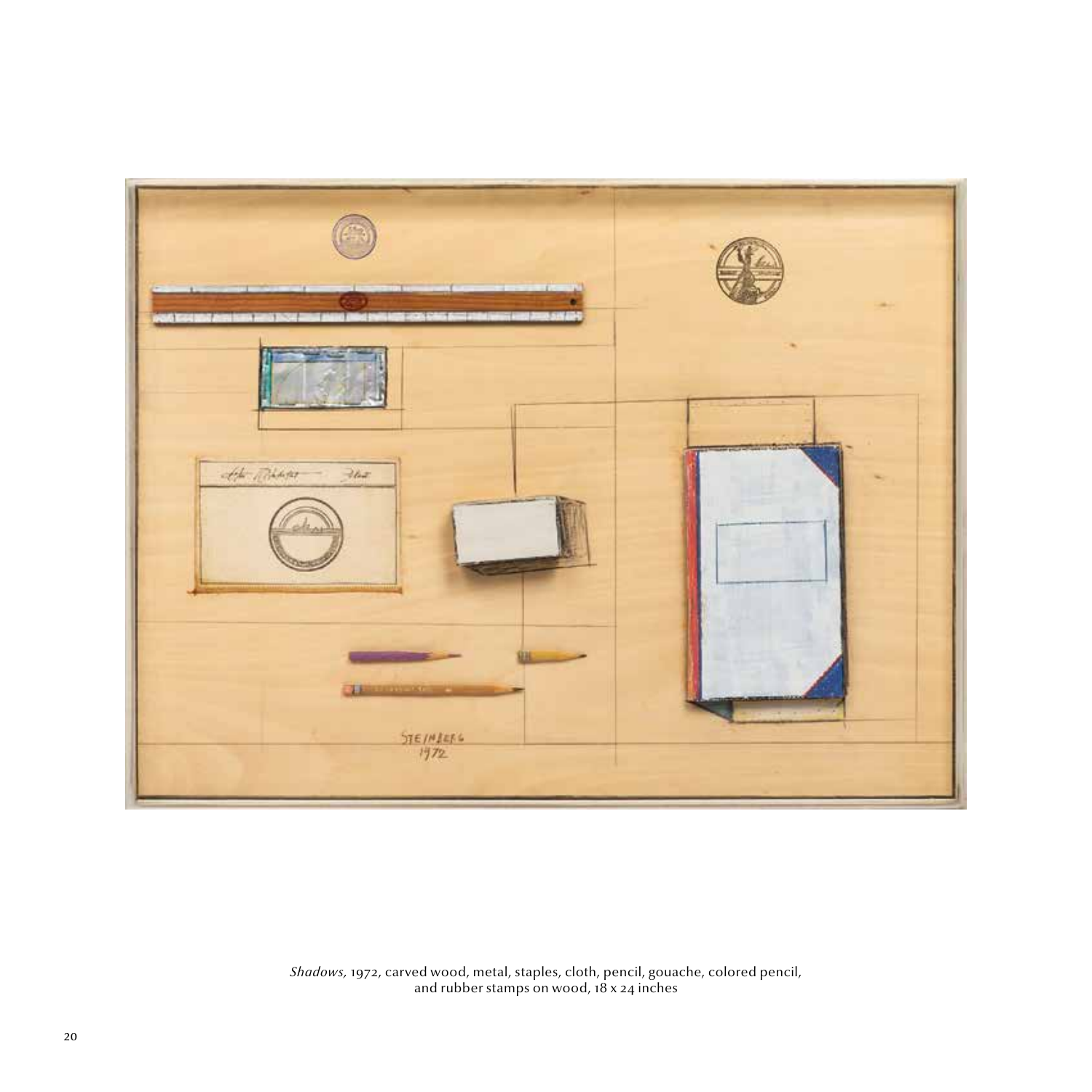*Shadows,* 1972, carved wood, metal, staples, cloth, pencil, gouache, colored pencil, and rubber stamps on wood, 18 x 24 inches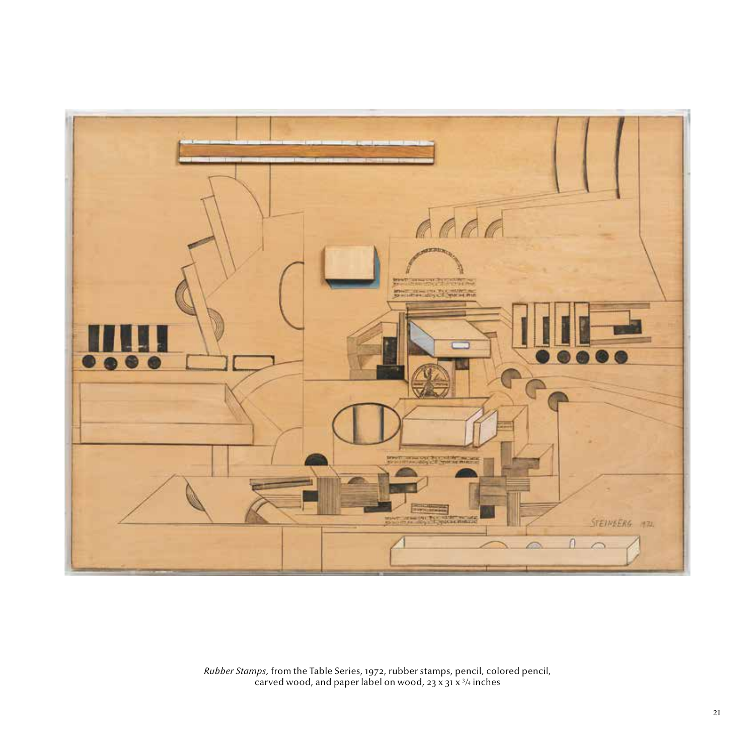*Rubber Stamps,* from the Table Series, 1972, rubber stamps, pencil, colored pencil, carved wood, and paper label on wood, 23 x 31 x 3/4 inches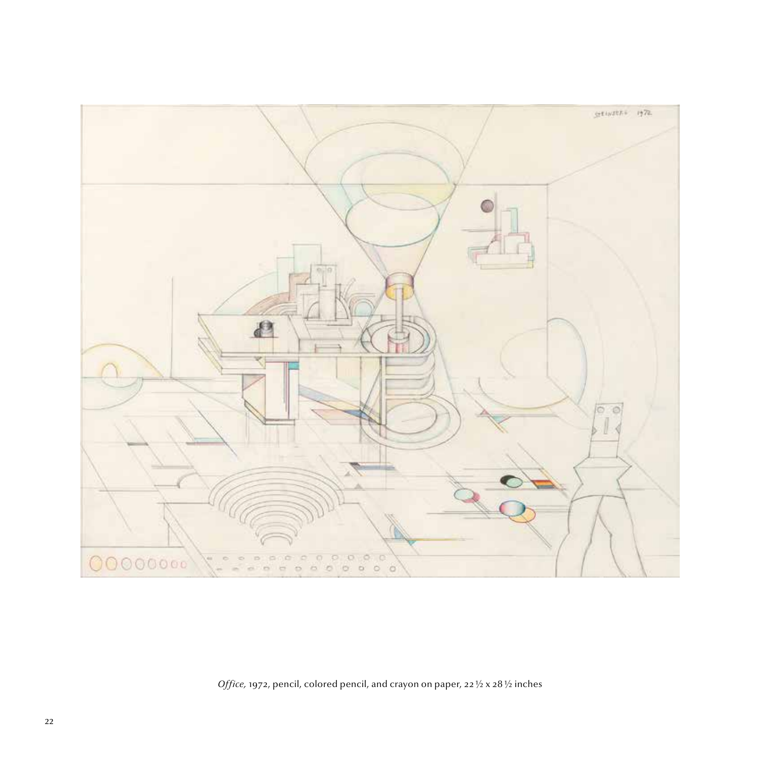*Office,* 1972, pencil, colored pencil, and crayon on paper, 22 ½ x 28 ½ inches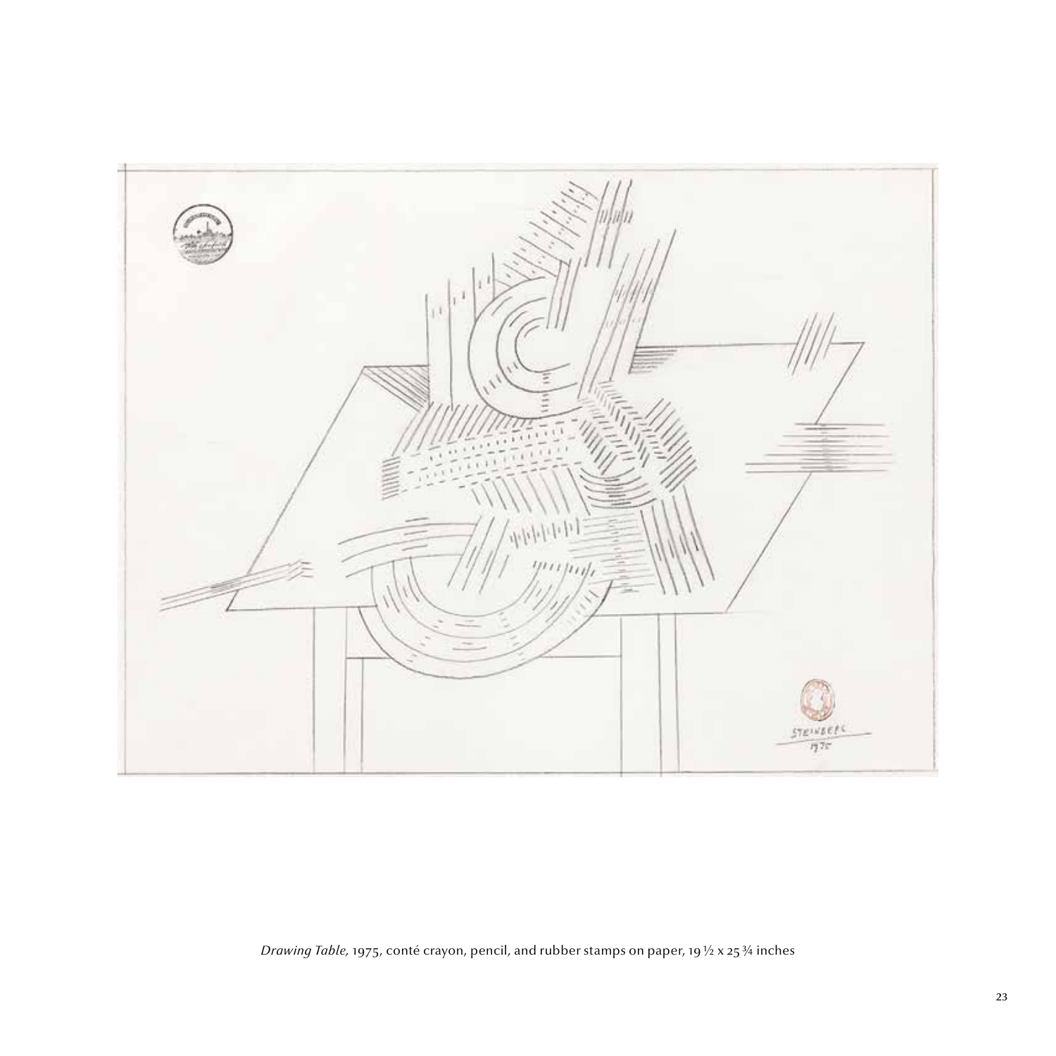*Drawing Table,* 1975, conté crayon, pencil, and rubber stamps on paper, 19 ½ x 25 ¾ inches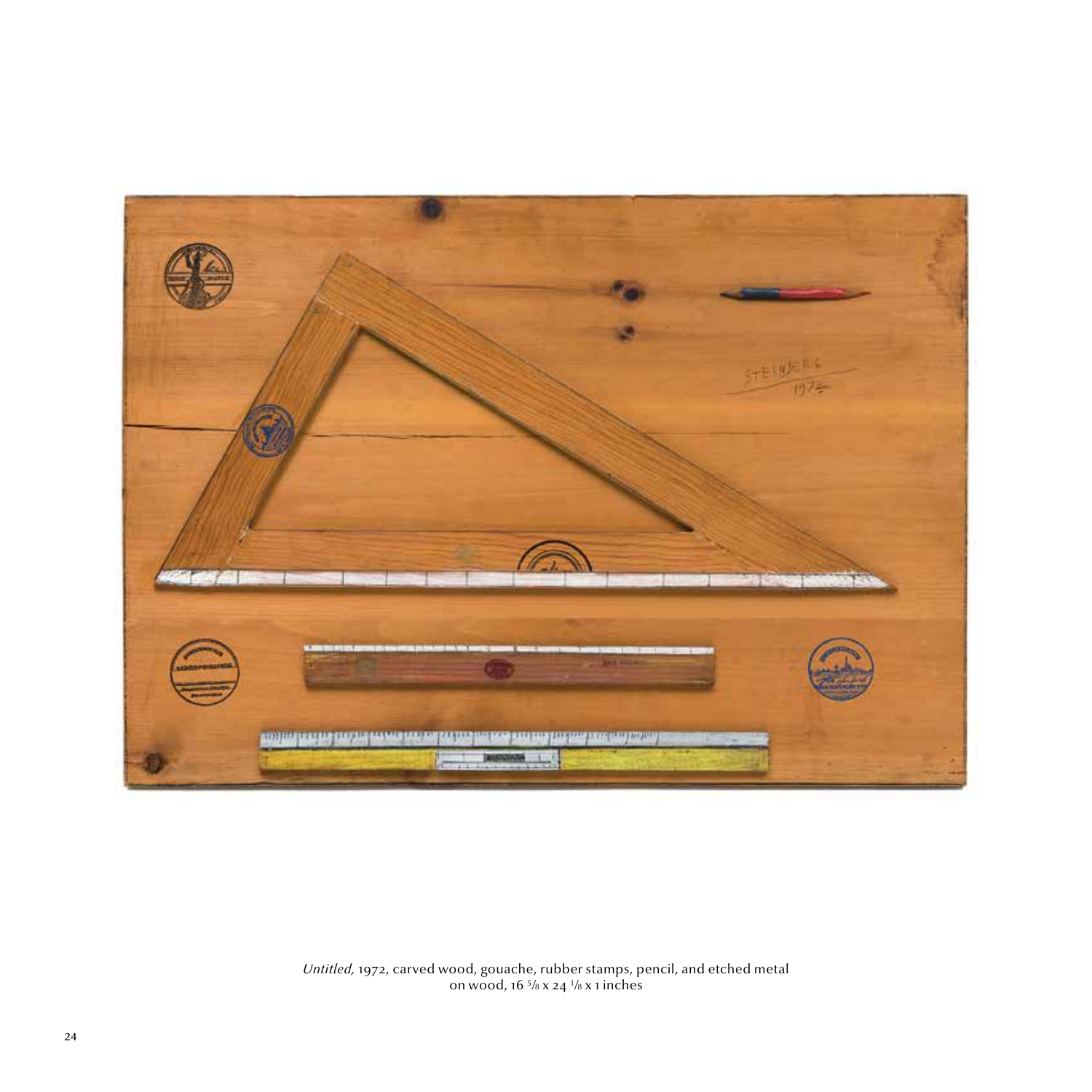*Untitled,* 1972, carved wood, gouache, rubber stamps, pencil, and etched metal on wood, 16 5/8 x 24 1/8 x 1 inches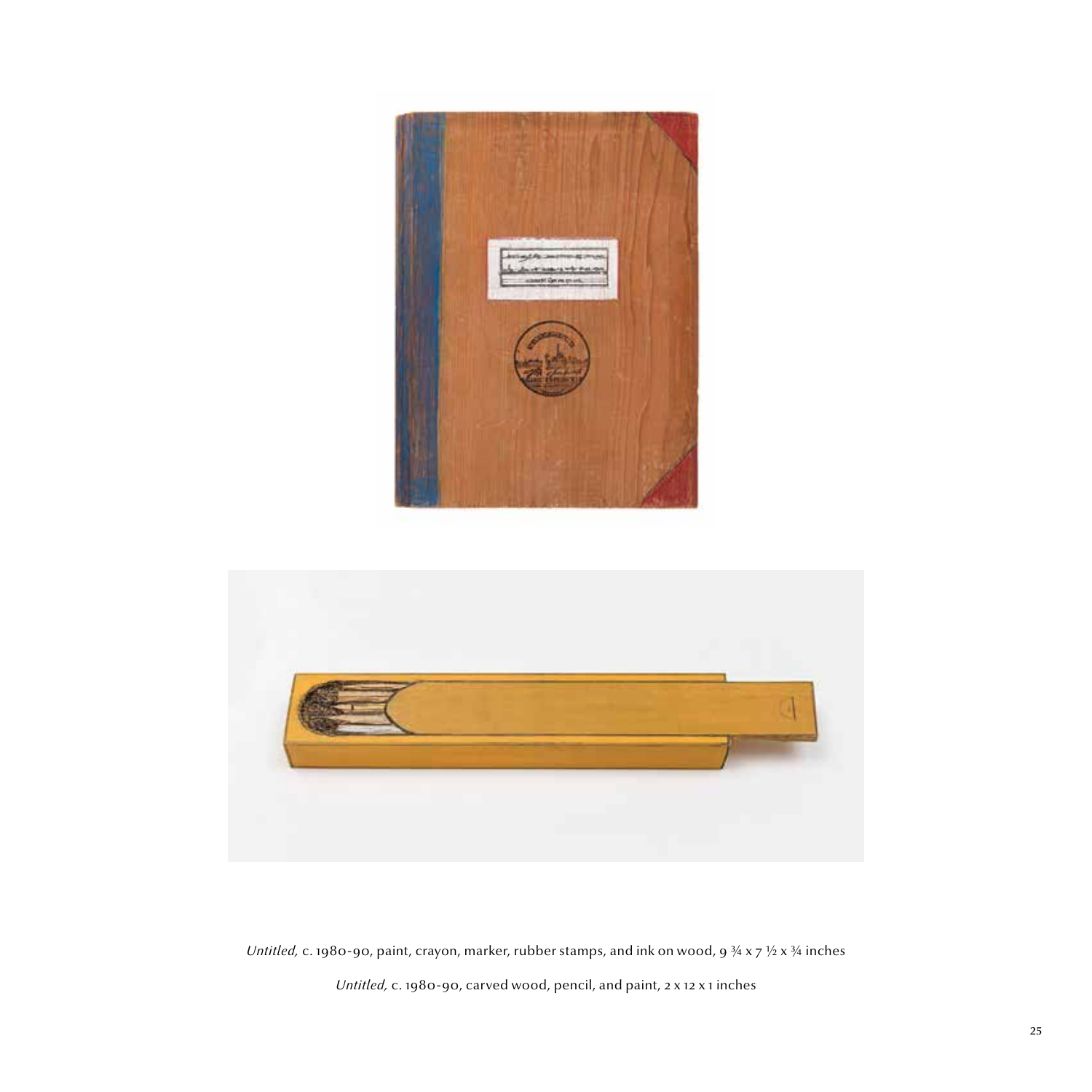*Untitled,* c. 1980-90, paint, crayon, marker, rubber stamps, and ink on wood, 9 ¾ x 7 ½ x ¾ inches

*Untitled,* c. 1980-90, carved wood, pencil, and paint, 2 x 12 x 1 inches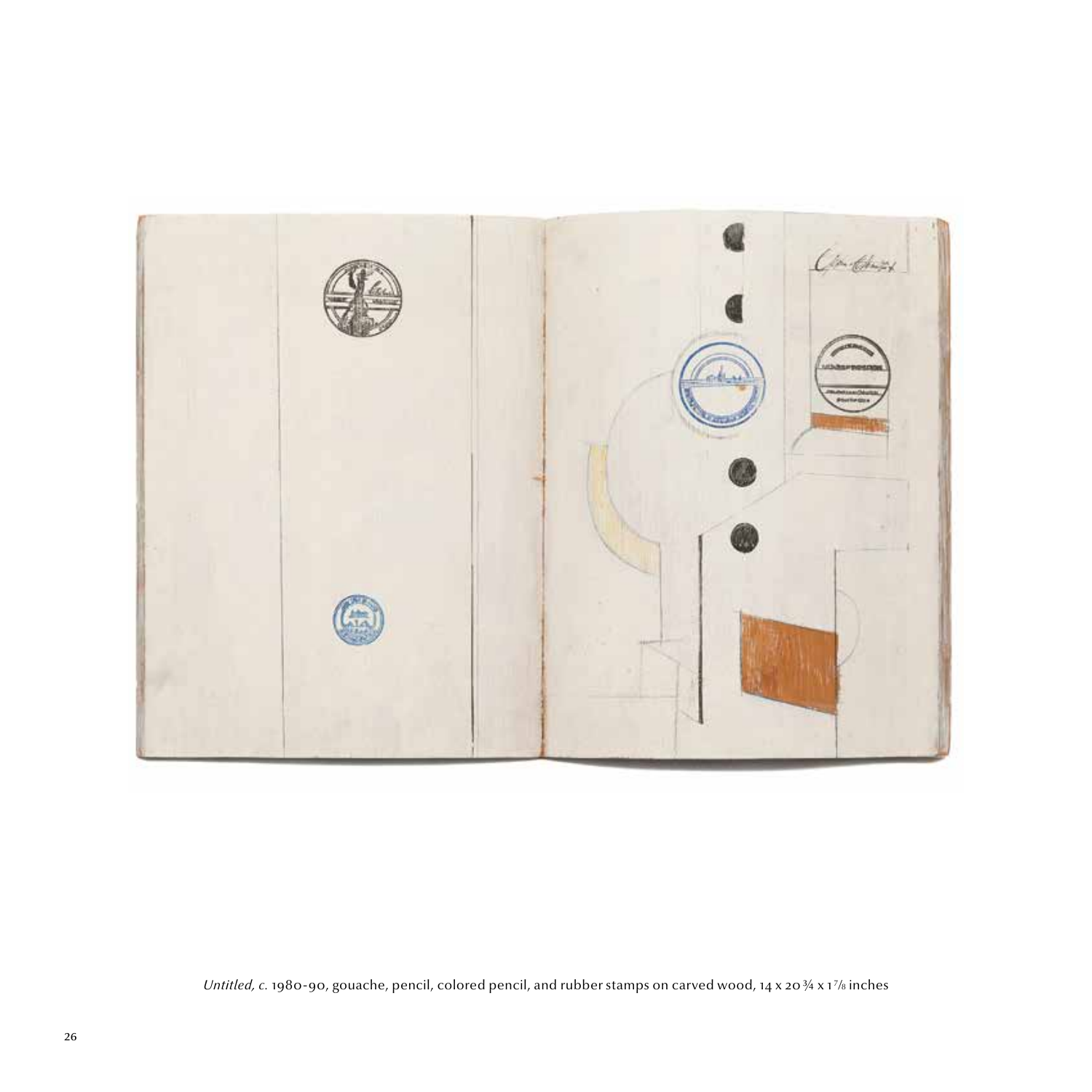*Untitled, c.* 1980-90, gouache, pencil, colored pencil, and rubber stamps on carved wood, 14 x 20 ¾ x 1 ⅞ inches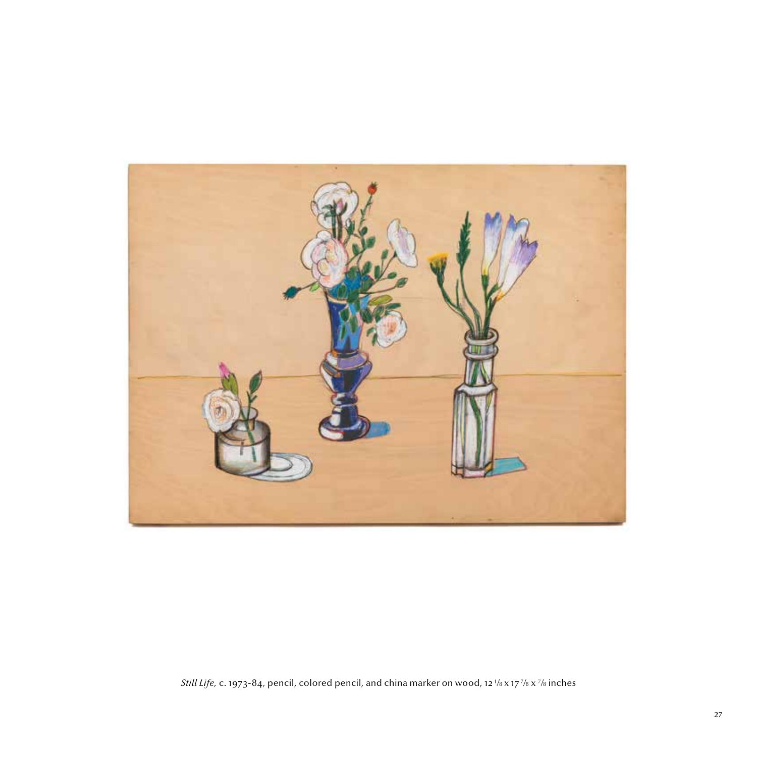*Still Life,* c. 1973-84, pencil, colored pencil, and china marker on wood, 12 1/8 x 17 7/8 x 7/8 inches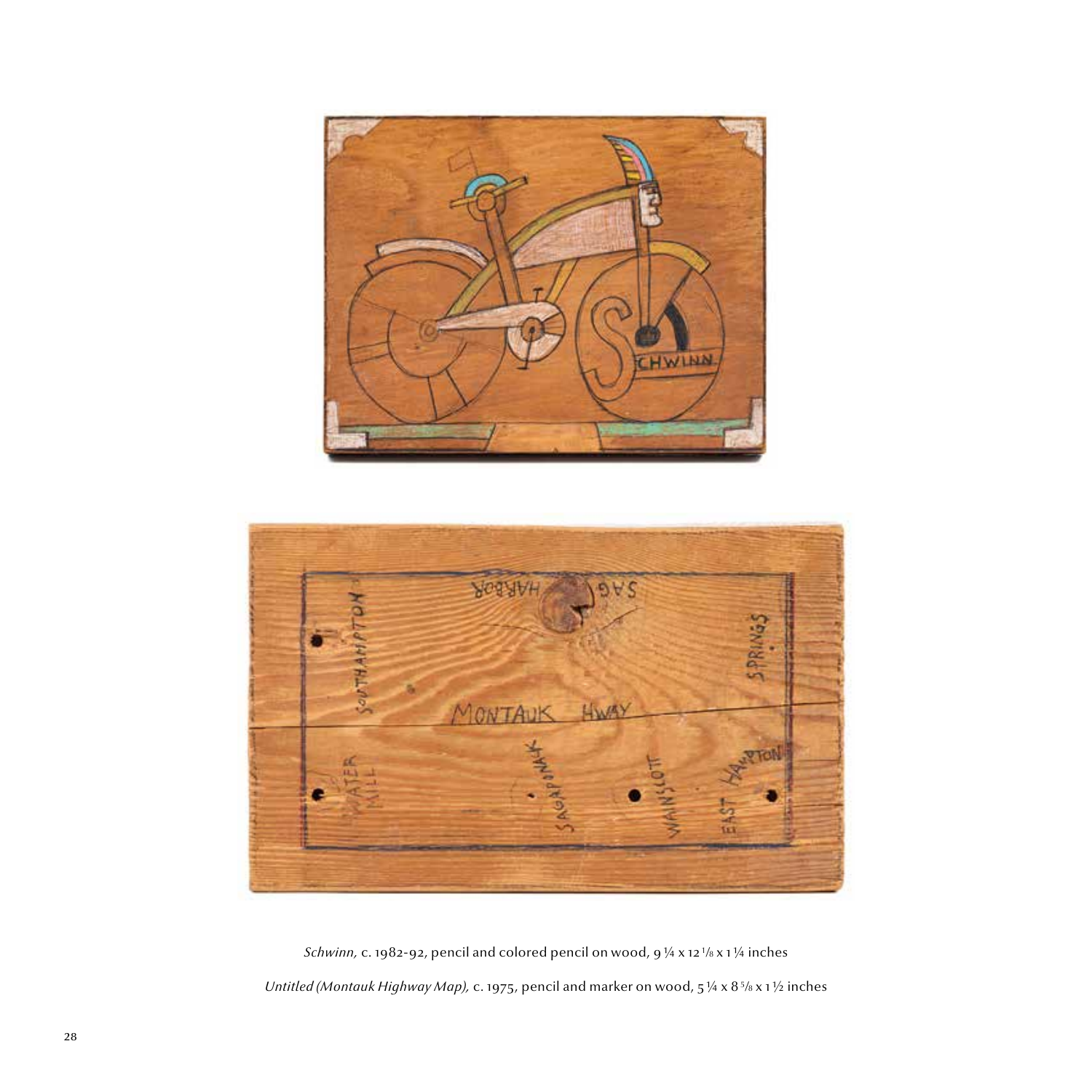*Schwinn,* c. 1982-92, pencil and colored pencil on wood, 9 ¼ x 12 ⅛ x 1 ¼ inches

*Untitled (Montauk Highway Map),* c. 1975, pencil and marker on wood, 5 ¼ x 8 ⅝ x 1 ½ inches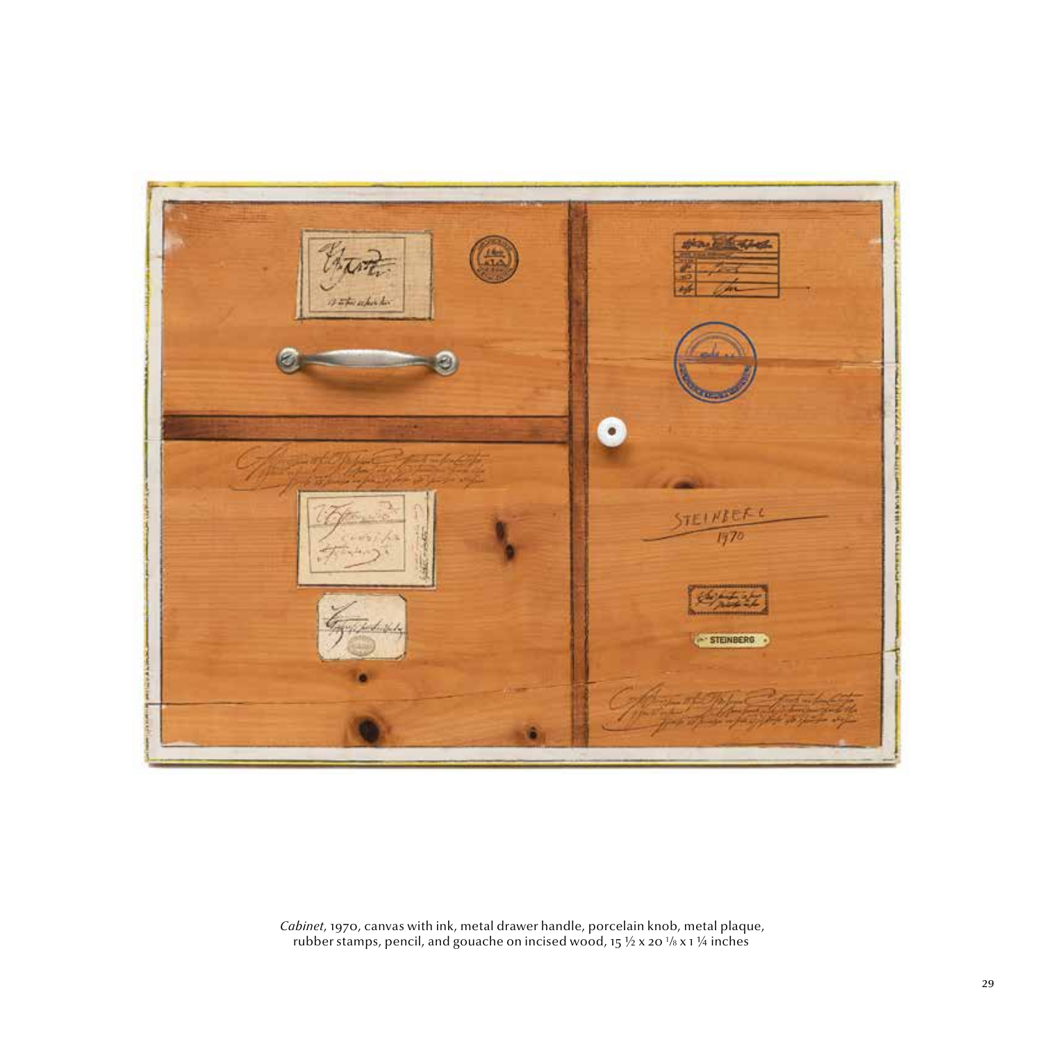*Cabinet*, 1970, canvas with ink, metal drawer handle, porcelain knob, metal plaque, rubber stamps, pencil, and gouache on incised wood, 15 ½ x 20 ⅛ x 1 ¼ inches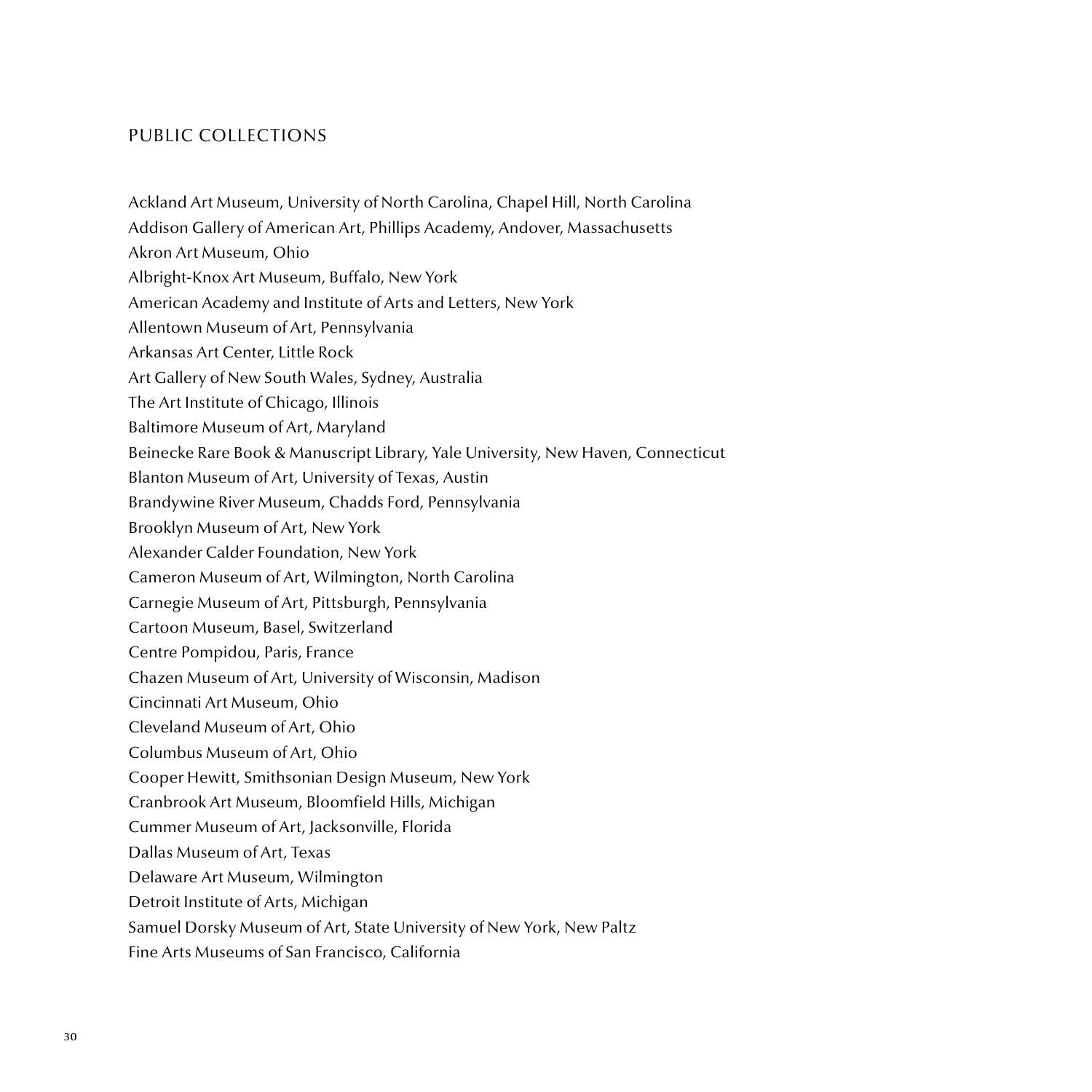## PUBLIC COLLECTIONS

Ackland Art Museum, University of North Carolina, Chapel Hill, North Carolina
Addison Gallery of American Art, Phillips Academy, Andover, Massachusetts
Akron Art Museum, Ohio
Albright-Knox Art Museum, Buffalo, New York
American Academy and Institute of Arts and Letters, New York
Allentown Museum of Art, Pennsylvania
Arkansas Art Center, Little Rock
Art Gallery of New South Wales, Sydney, Australia
The Art Institute of Chicago, Illinois
Baltimore Museum of Art, Maryland
Beinecke Rare Book & Manuscript Library, Yale University, New Haven, Connecticut
Blanton Museum of Art, University of Texas, Austin
Brandywine River Museum, Chadds Ford, Pennsylvania
Brooklyn Museum of Art, New York
Alexander Calder Foundation, New York
Cameron Museum of Art, Wilmington, North Carolina
Carnegie Museum of Art, Pittsburgh, Pennsylvania
Cartoon Museum, Basel, Switzerland
Centre Pompidou, Paris, France
Chazen Museum of Art, University of Wisconsin, Madison
Cincinnati Art Museum, Ohio
Cleveland Museum of Art, Ohio
Columbus Museum of Art, Ohio
Cooper Hewitt, Smithsonian Design Museum, New York
Cranbrook Art Museum, Bloomfield Hills, Michigan
Cummer Museum of Art, Jacksonville, Florida
Dallas Museum of Art, Texas
Delaware Art Museum, Wilmington
Detroit Institute of Arts, Michigan
Samuel Dorsky Museum of Art, State University of New York, New Paltz
Fine Arts Museums of San Francisco, California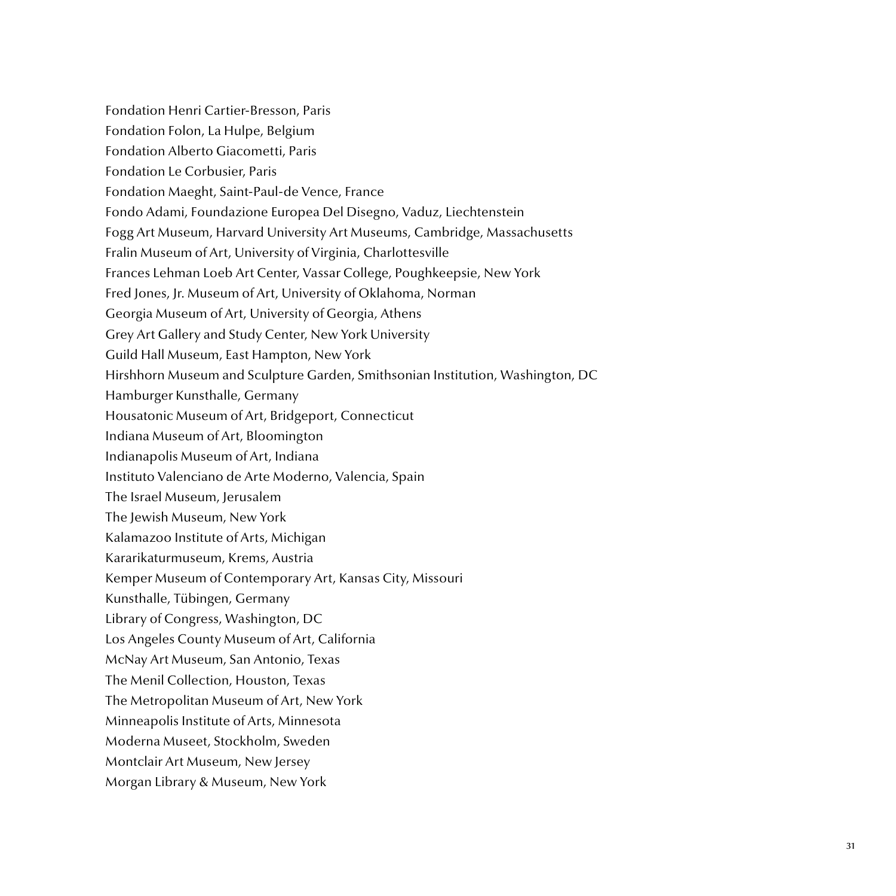Fondation Henri Cartier-Bresson, Paris

Fondation Folon, La Hulpe, Belgium

Fondation Alberto Giacometti, Paris

Fondation Le Corbusier, Paris

Fondation Maeght, Saint-Paul-de Vence, France

Fondo Adami, Foundazione Europea Del Disegno, Vaduz, Liechtenstein

Fogg Art Museum, Harvard University Art Museums, Cambridge, Massachusetts

Fralin Museum of Art, University of Virginia, Charlottesville

Frances Lehman Loeb Art Center, Vassar College, Poughkeepsie, New York

Fred Jones, Jr. Museum of Art, University of Oklahoma, Norman

Georgia Museum of Art, University of Georgia, Athens

Grey Art Gallery and Study Center, New York University

Guild Hall Museum, East Hampton, New York

Hirshhorn Museum and Sculpture Garden, Smithsonian Institution, Washington, DC

Hamburger Kunsthalle, Germany

Housatonic Museum of Art, Bridgeport, Connecticut

Indiana Museum of Art, Bloomington

Indianapolis Museum of Art, Indiana

Instituto Valenciano de Arte Moderno, Valencia, Spain

The Israel Museum, Jerusalem

The Jewish Museum, New York

Kalamazoo Institute of Arts, Michigan

Kararikaturmuseum, Krems, Austria

Kemper Museum of Contemporary Art, Kansas City, Missouri

Kunsthalle, Tübingen, Germany

Library of Congress, Washington, DC

Los Angeles County Museum of Art, California

McNay Art Museum, San Antonio, Texas

The Menil Collection, Houston, Texas

The Metropolitan Museum of Art, New York

Minneapolis Institute of Arts, Minnesota

Moderna Museet, Stockholm, Sweden

Montclair Art Museum, New Jersey

Morgan Library & Museum, New York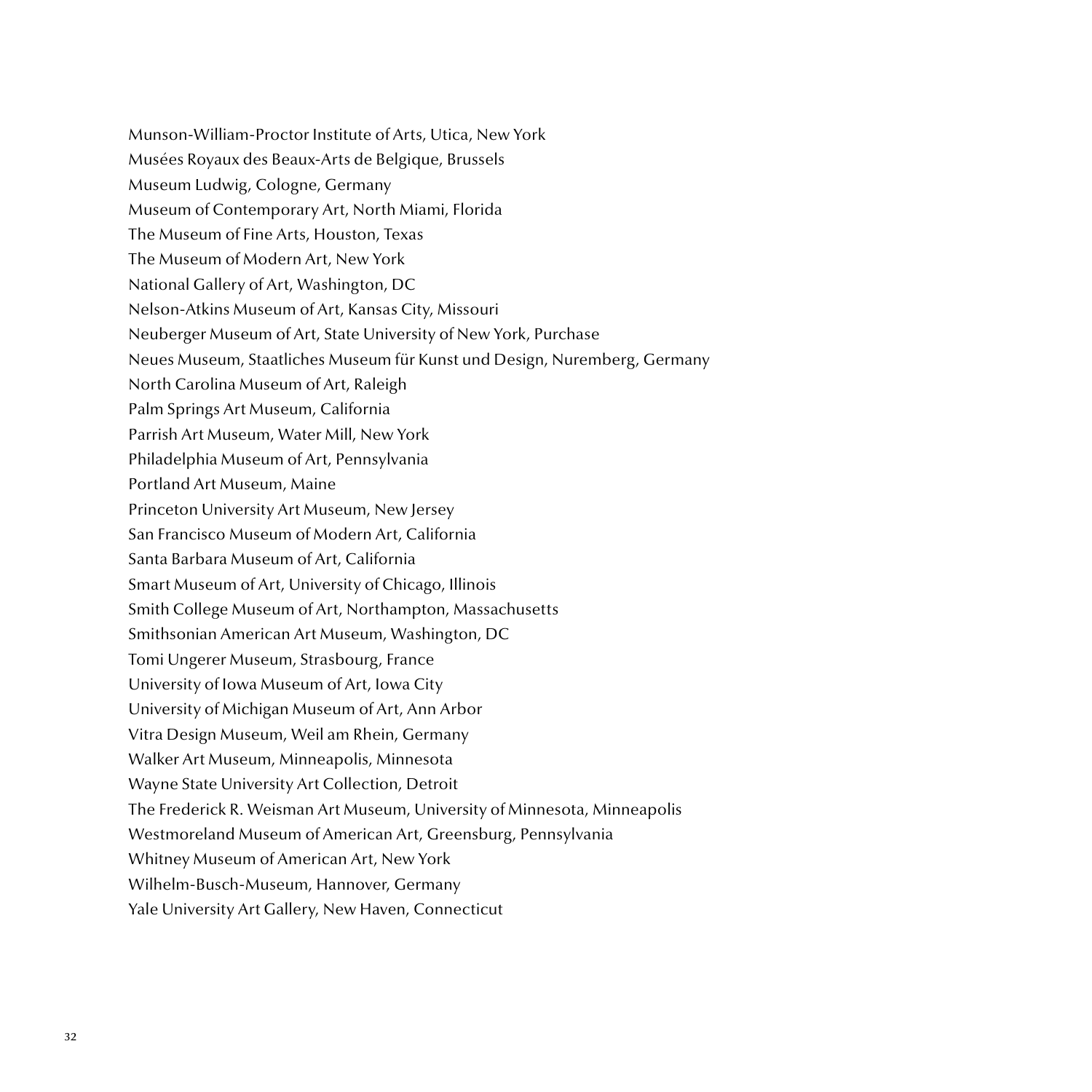Munson-William-Proctor Institute of Arts, Utica, New York

Musées Royaux des Beaux-Arts de Belgique, Brussels

Museum Ludwig, Cologne, Germany

Museum of Contemporary Art, North Miami, Florida

The Museum of Fine Arts, Houston, Texas

The Museum of Modern Art, New York

National Gallery of Art, Washington, DC

Nelson-Atkins Museum of Art, Kansas City, Missouri

Neuberger Museum of Art, State University of New York, Purchase

Neues Museum, Staatliches Museum für Kunst und Design, Nuremberg, Germany

North Carolina Museum of Art, Raleigh

Palm Springs Art Museum, California

Parrish Art Museum, Water Mill, New York

Philadelphia Museum of Art, Pennsylvania

Portland Art Museum, Maine

Princeton University Art Museum, New Jersey

San Francisco Museum of Modern Art, California

Santa Barbara Museum of Art, California

Smart Museum of Art, University of Chicago, Illinois

Smith College Museum of Art, Northampton, Massachusetts

Smithsonian American Art Museum, Washington, DC

Tomi Ungerer Museum, Strasbourg, France

University of Iowa Museum of Art, Iowa City

University of Michigan Museum of Art, Ann Arbor

Vitra Design Museum, Weil am Rhein, Germany

Walker Art Museum, Minneapolis, Minnesota

Wayne State University Art Collection, Detroit

The Frederick R. Weisman Art Museum, University of Minnesota, Minneapolis

Westmoreland Museum of American Art, Greensburg, Pennsylvania

Whitney Museum of American Art, New York

Wilhelm-Busch-Museum, Hannover, Germany

Yale University Art Gallery, New Haven, Connecticut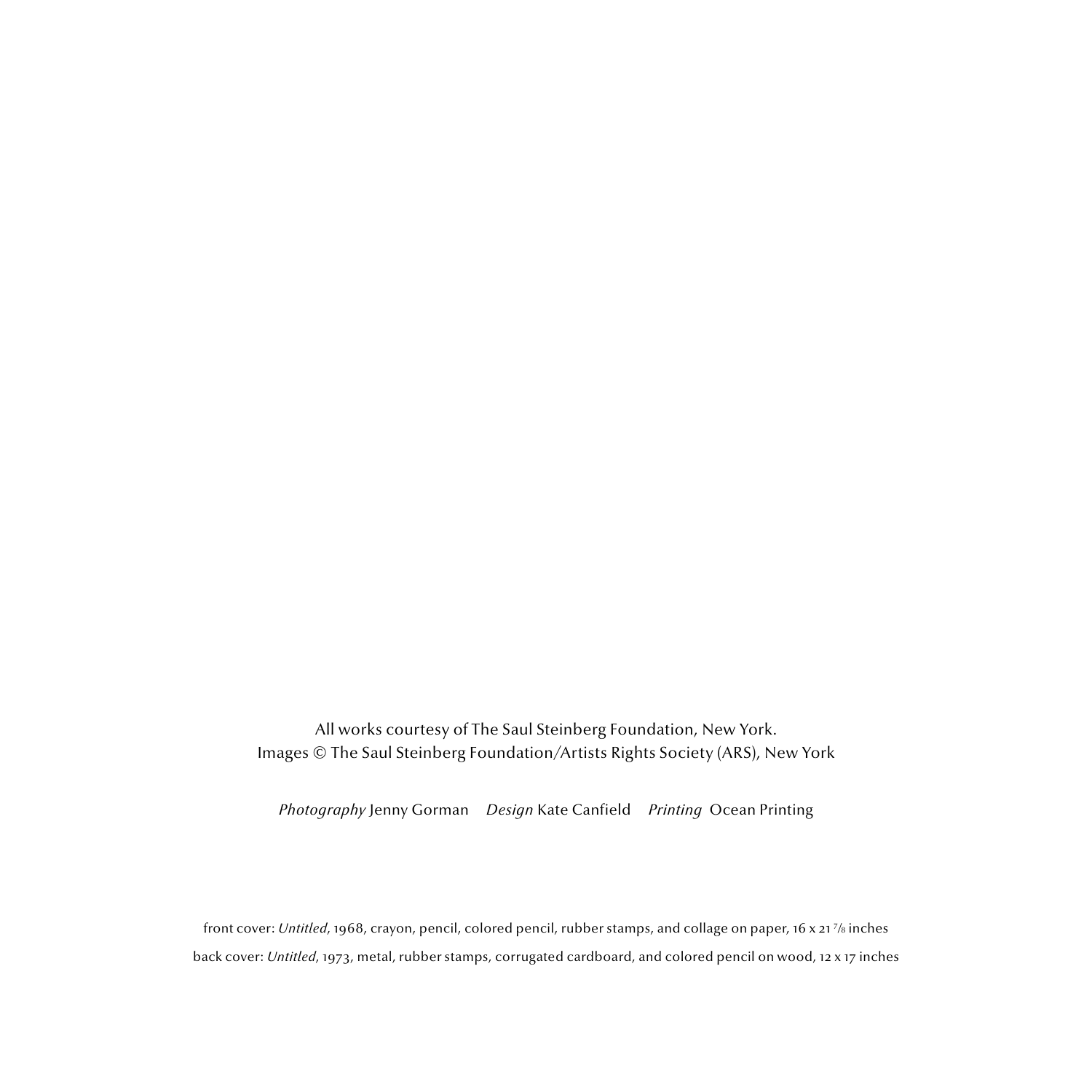All works courtesy of The Saul Steinberg Foundation, New York.
Images © The Saul Steinberg Foundation/Artists Rights Society (ARS), New York

*Photography* Jenny Gorman *Design* Kate Canfield *Printing* Ocean Printing

front cover: *Untitled*, 1968, crayon, pencil, colored pencil, rubber stamps, and collage on paper, 16 x 21 7/8 inches

back cover: *Untitled*, 1973, metal, rubber stamps, corrugated cardboard, and colored pencil on wood, 12 x 17 inches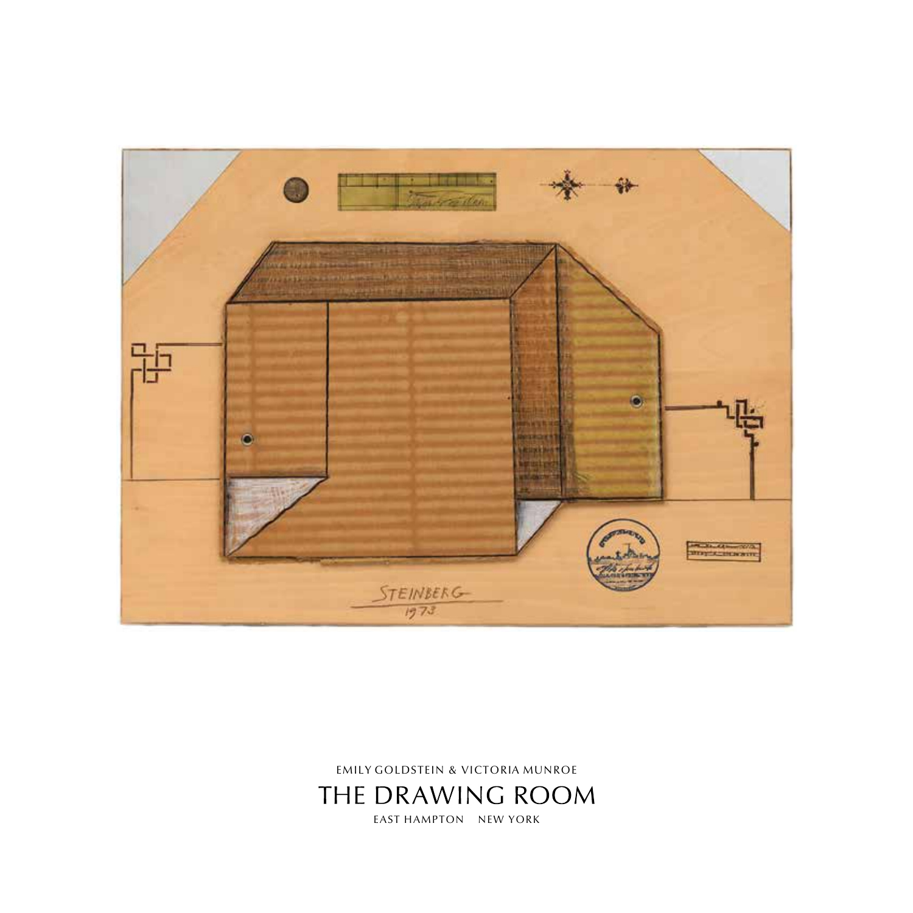EMILY GOLDSTEIN & VICTORIA MUNROE

# THE DRAWING ROOM

EAST HAMPTON NEW YORK